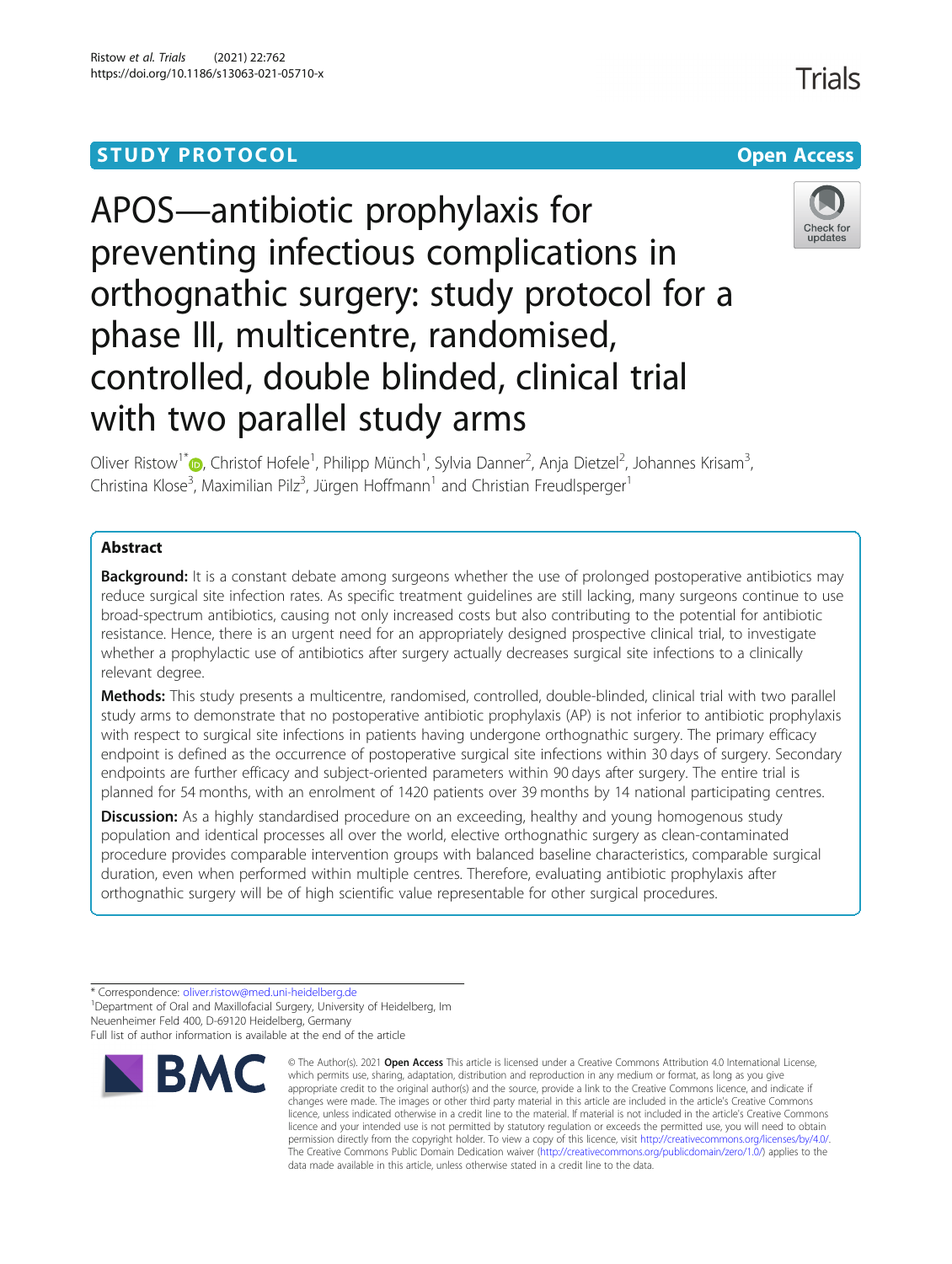STUDY PROTOCOL Open Access

# APOS—antibiotic prophylaxis for preventing infectious complications in orthognathic surgery: study protocol for a phase III, multicentre, randomised, controlled, double blinded, clinical trial with two parallel study arms

Oliver Ristow[1*], Christof Hofele[1], Philipp Münch[1], Sylvia Danner[2], Anja Dietzel[2], Johannes Krisam[3], Christina Klose[3], Maximilian Pilz[3], Jürgen Hoffmann[1] and Christian Freudlsperger[1]

## Abstract

**Background:** It is a constant debate among surgeons whether the use of prolonged postoperative antibiotics may reduce surgical site infection rates. As specific treatment guidelines are still lacking, many surgeons continue to use broad-spectrum antibiotics, causing not only increased costs but also contributing to the potential for antibiotic resistance. Hence, there is an urgent need for an appropriately designed prospective clinical trial, to investigate whether a prophylactic use of antibiotics after surgery actually decreases surgical site infections to a clinically relevant degree.

**Methods:** This study presents a multicentre, randomised, controlled, double-blinded, clinical trial with two parallel study arms to demonstrate that no postoperative antibiotic prophylaxis (AP) is not inferior to antibiotic prophylaxis with respect to surgical site infections in patients having undergone orthognathic surgery. The primary efficacy endpoint is defined as the occurrence of postoperative surgical site infections within 30 days of surgery. Secondary endpoints are further efficacy and subject-oriented parameters within 90 days after surgery. The entire trial is planned for 54 months, with an enrolment of 1420 patients over 39 months by 14 national participating centres.

**Discussion:** As a highly standardised procedure on an exceeding, healthy and young homogenous study population and identical processes all over the world, elective orthognathic surgery as clean-contaminated procedure provides comparable intervention groups with balanced baseline characteristics, comparable surgical duration, even when performed within multiple centres. Therefore, evaluating antibiotic prophylaxis after orthognathic surgery will be of high scientific value representable for other surgical procedures.

* Correspondence: oliver.ristow@med.uni-heidelberg.de
[1]Department of Oral and Maxillofacial Surgery, University of Heidelberg, Im Neuenheimer Feld 400, D-69120 Heidelberg, Germany
Full list of author information is available at the end of the article

© The Author(s). 2021 **Open Access** This article is licensed under a Creative Commons Attribution 4.0 International License, which permits use, sharing, adaptation, distribution and reproduction in any medium or format, as long as you give appropriate credit to the original author(s) and the source, provide a link to the Creative Commons licence, and indicate if changes were made. The images or other third party material in this article are included in the article's Creative Commons licence, unless indicated otherwise in a credit line to the material. If material is not included in the article's Creative Commons licence and your intended use is not permitted by statutory regulation or exceeds the permitted use, you will need to obtain permission directly from the copyright holder. To view a copy of this licence, visit http://creativecommons.org/licenses/by/4.0/. The Creative Commons Public Domain Dedication waiver (http://creativecommons.org/publicdomain/zero/1.0/) applies to the data made available in this article, unless otherwise stated in a credit line to the data.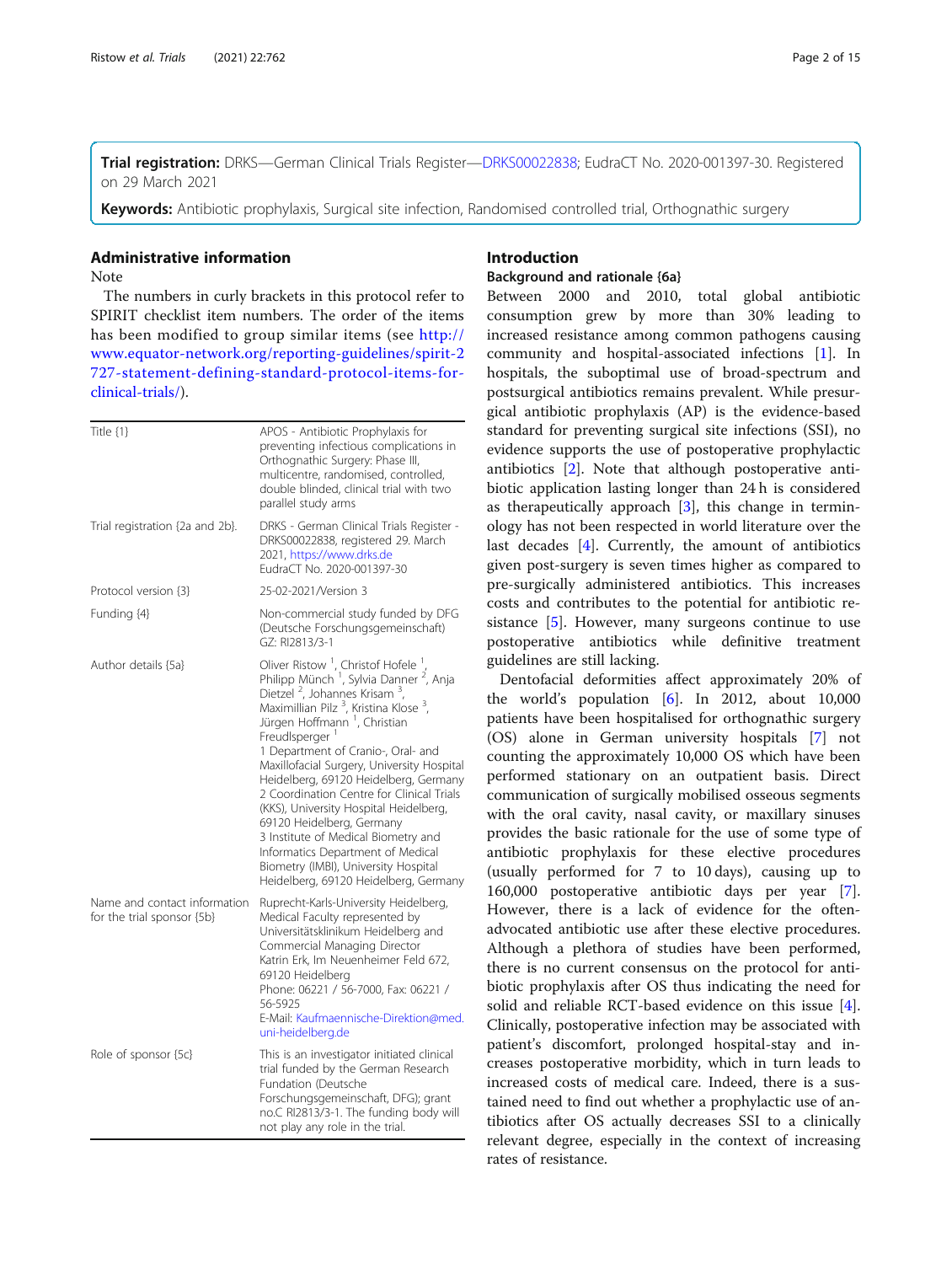**Trial registration:** DRKS—German Clinical Trials Register—DRKS00022838; EudraCT No. 2020-001397-30. Registered on 29 March 2021

**Keywords:** Antibiotic prophylaxis, Surgical site infection, Randomised controlled trial, Orthognathic surgery

## Administrative information

Note

The numbers in curly brackets in this protocol refer to SPIRIT checklist item numbers. The order of the items has been modified to group similar items (see http://www.equator-network.org/reporting-guidelines/spirit-2727-statement-defining-standard-protocol-items-for-clinical-trials/).

| | |
|---|---|
| Title {1} | APOS - Antibiotic Prophylaxis for preventing infectious complications in Orthognathic Surgery: Phase III, multicentre, randomised, controlled, double blinded, clinical trial with two parallel study arms |
| Trial registration {2a and 2b}. | DRKS - German Clinical Trials Register - DRKS00022838, registered 29. March 2021, https://www.drks.de EudraCT No. 2020-001397-30 |
| Protocol version {3} | 25-02-2021/Version 3 |
| Funding {4} | Non-commercial study funded by DFG (Deutsche Forschungsgemeinschaft) GZ: RI2813/3-1 |
| Author details {5a} | Oliver Ristow [1], Christof Hofele [1], Philipp Münch [1], Sylvia Danner [2], Anja Dietzel [2], Johannes Krisam [3], Maximillian Pilz [3], Kristina Klose [3], Jürgen Hoffmann [1], Christian Freudlsperger [1] 1 Department of Cranio-, Oral- and Maxillofacial Surgery, University Hospital Heidelberg, 69120 Heidelberg, Germany 2 Coordination Centre for Clinical Trials (KKS), University Hospital Heidelberg, 69120 Heidelberg, Germany 3 Institute of Medical Biometry and Informatics Department of Medical Biometry (IMBI), University Hospital Heidelberg, 69120 Heidelberg, Germany |
| Name and contact information for the trial sponsor {5b} | Ruprecht-Karls-University Heidelberg, Medical Faculty represented by Universitätsklinikum Heidelberg and Commercial Managing Director Katrin Erk, Im Neuenheimer Feld 672, 69120 Heidelberg Phone: 06221 / 56-7000, Fax: 06221 / 56-5925 E-Mail: Kaufmaennische-Direktion@med.uni-heidelberg.de |
| Role of sponsor {5c} | This is an investigator initiated clinical trial funded by the German Research Fundation (Deutsche Forschungsgemeinschaft, DFG); grant no.C RI2813/3-1. The funding body will not play any role in the trial. |

## Introduction

### Background and rationale {6a}

Between 2000 and 2010, total global antibiotic consumption grew by more than 30% leading to increased resistance among common pathogens causing community and hospital-associated infections [1]. In hospitals, the suboptimal use of broad-spectrum and postsurgical antibiotics remains prevalent. While presurgical antibiotic prophylaxis (AP) is the evidence-based standard for preventing surgical site infections (SSI), no evidence supports the use of postoperative prophylactic antibiotics [2]. Note that although postoperative antibiotic application lasting longer than 24 h is considered as therapeutically approach [3], this change in terminology has not been respected in world literature over the last decades [4]. Currently, the amount of antibiotics given post-surgery is seven times higher as compared to pre-surgically administered antibiotics. This increases costs and contributes to the potential for antibiotic resistance [5]. However, many surgeons continue to use postoperative antibiotics while definitive treatment guidelines are still lacking.

Dentofacial deformities affect approximately 20% of the world's population [6]. In 2012, about 10,000 patients have been hospitalised for orthognathic surgery (OS) alone in German university hospitals [7] not counting the approximately 10,000 OS which have been performed stationary on an outpatient basis. Direct communication of surgically mobilised osseous segments with the oral cavity, nasal cavity, or maxillary sinuses provides the basic rationale for the use of some type of antibiotic prophylaxis for these elective procedures (usually performed for 7 to 10 days), causing up to 160,000 postoperative antibiotic days per year [7]. However, there is a lack of evidence for the often-advocated antibiotic use after these elective procedures. Although a plethora of studies have been performed, there is no current consensus on the protocol for antibiotic prophylaxis after OS thus indicating the need for solid and reliable RCT-based evidence on this issue [4]. Clinically, postoperative infection may be associated with patient's discomfort, prolonged hospital-stay and increases postoperative morbidity, which in turn leads to increased costs of medical care. Indeed, there is a sustained need to find out whether a prophylactic use of antibiotics after OS actually decreases SSI to a clinically relevant degree, especially in the context of increasing rates of resistance.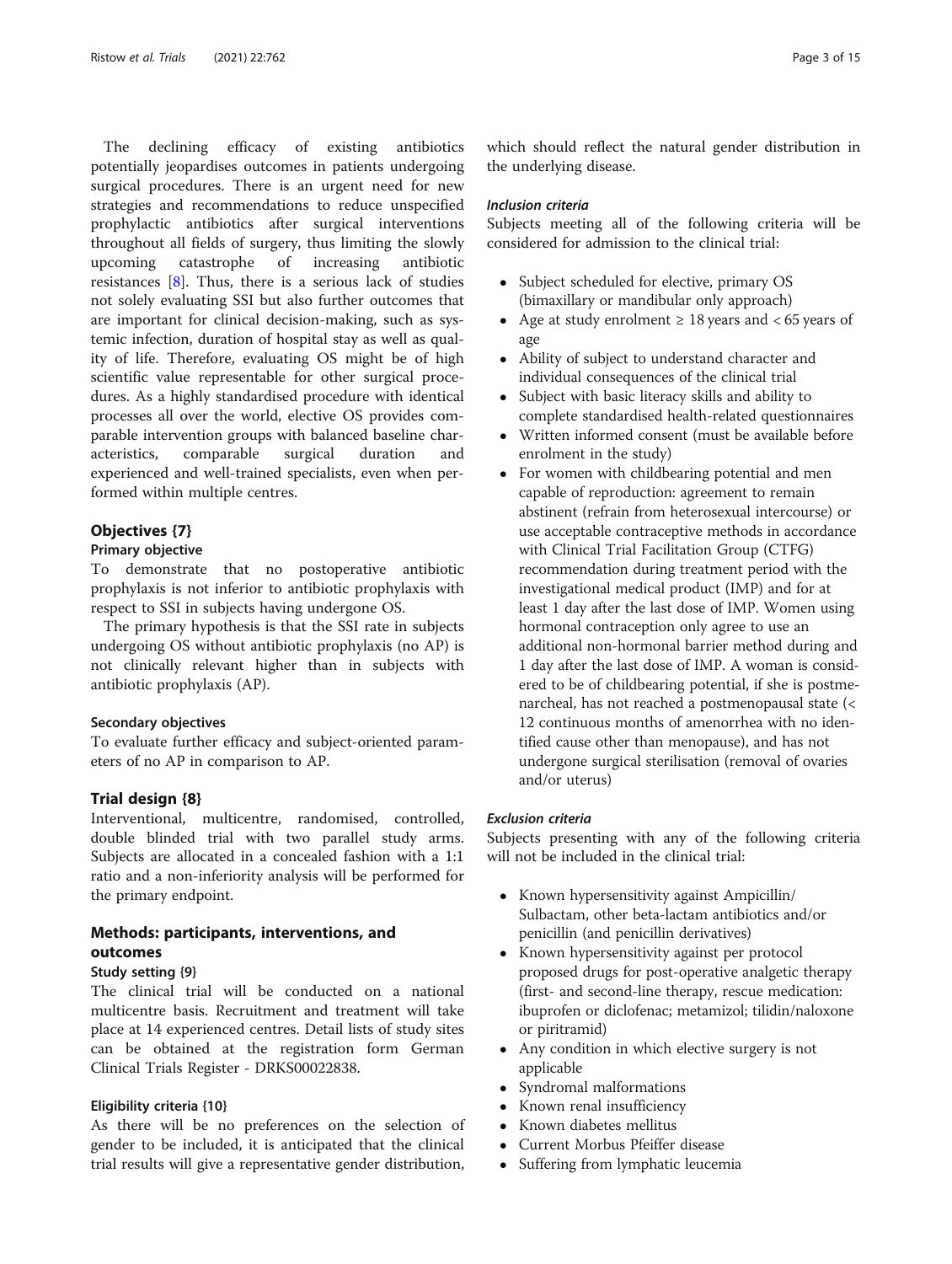The declining efficacy of existing antibiotics potentially jeopardises outcomes in patients undergoing surgical procedures. There is an urgent need for new strategies and recommendations to reduce unspecified prophylactic antibiotics after surgical interventions throughout all fields of surgery, thus limiting the slowly upcoming catastrophe of increasing antibiotic resistances [8]. Thus, there is a serious lack of studies not solely evaluating SSI but also further outcomes that are important for clinical decision-making, such as systemic infection, duration of hospital stay as well as quality of life. Therefore, evaluating OS might be of high scientific value representable for other surgical procedures. As a highly standardised procedure with identical processes all over the world, elective OS provides comparable intervention groups with balanced baseline characteristics, comparable surgical duration and experienced and well-trained specialists, even when performed within multiple centres.

## Objectives {7}

### Primary objective

To demonstrate that no postoperative antibiotic prophylaxis is not inferior to antibiotic prophylaxis with respect to SSI in subjects having undergone OS.

The primary hypothesis is that the SSI rate in subjects undergoing OS without antibiotic prophylaxis (no AP) is not clinically relevant higher than in subjects with antibiotic prophylaxis (AP).

### Secondary objectives

To evaluate further efficacy and subject-oriented parameters of no AP in comparison to AP.

## Trial design {8}

Interventional, multicentre, randomised, controlled, double blinded trial with two parallel study arms. Subjects are allocated in a concealed fashion with a 1:1 ratio and a non-inferiority analysis will be performed for the primary endpoint.

## Methods: participants, interventions, and outcomes

### Study setting {9}

The clinical trial will be conducted on a national multicentre basis. Recruitment and treatment will take place at 14 experienced centres. Detail lists of study sites can be obtained at the registration form German Clinical Trials Register - DRKS00022838.

### Eligibility criteria {10}

As there will be no preferences on the selection of gender to be included, it is anticipated that the clinical trial results will give a representative gender distribution, which should reflect the natural gender distribution in the underlying disease.

#### *Inclusion criteria*

Subjects meeting all of the following criteria will be considered for admission to the clinical trial:

- Subject scheduled for elective, primary OS (bimaxillary or mandibular only approach)
- Age at study enrolment ≥ 18 years and < 65 years of age
- Ability of subject to understand character and individual consequences of the clinical trial
- Subject with basic literacy skills and ability to complete standardised health-related questionnaires
- Written informed consent (must be available before enrolment in the study)
- For women with childbearing potential and men capable of reproduction: agreement to remain abstinent (refrain from heterosexual intercourse) or use acceptable contraceptive methods in accordance with Clinical Trial Facilitation Group (CTFG) recommendation during treatment period with the investigational medical product (IMP) and for at least 1 day after the last dose of IMP. Women using hormonal contraception only agree to use an additional non-hormonal barrier method during and 1 day after the last dose of IMP. A woman is considered to be of childbearing potential, if she is postmenarcheal, has not reached a postmenopausal state (< 12 continuous months of amenorrhea with no identified cause other than menopause), and has not undergone surgical sterilisation (removal of ovaries and/or uterus)

#### *Exclusion criteria*

Subjects presenting with any of the following criteria will not be included in the clinical trial:

- Known hypersensitivity against Ampicillin/Sulbactam, other beta-lactam antibiotics and/or penicillin (and penicillin derivatives)
- Known hypersensitivity against per protocol proposed drugs for post-operative analgetic therapy (first- and second-line therapy, rescue medication: ibuprofen or diclofenac; metamizol; tilidin/naloxone or piritramid)
- Any condition in which elective surgery is not applicable
- Syndromal malformations
- Known renal insufficiency
- Known diabetes mellitus
- Current Morbus Pfeiffer disease
- Suffering from lymphatic leucemia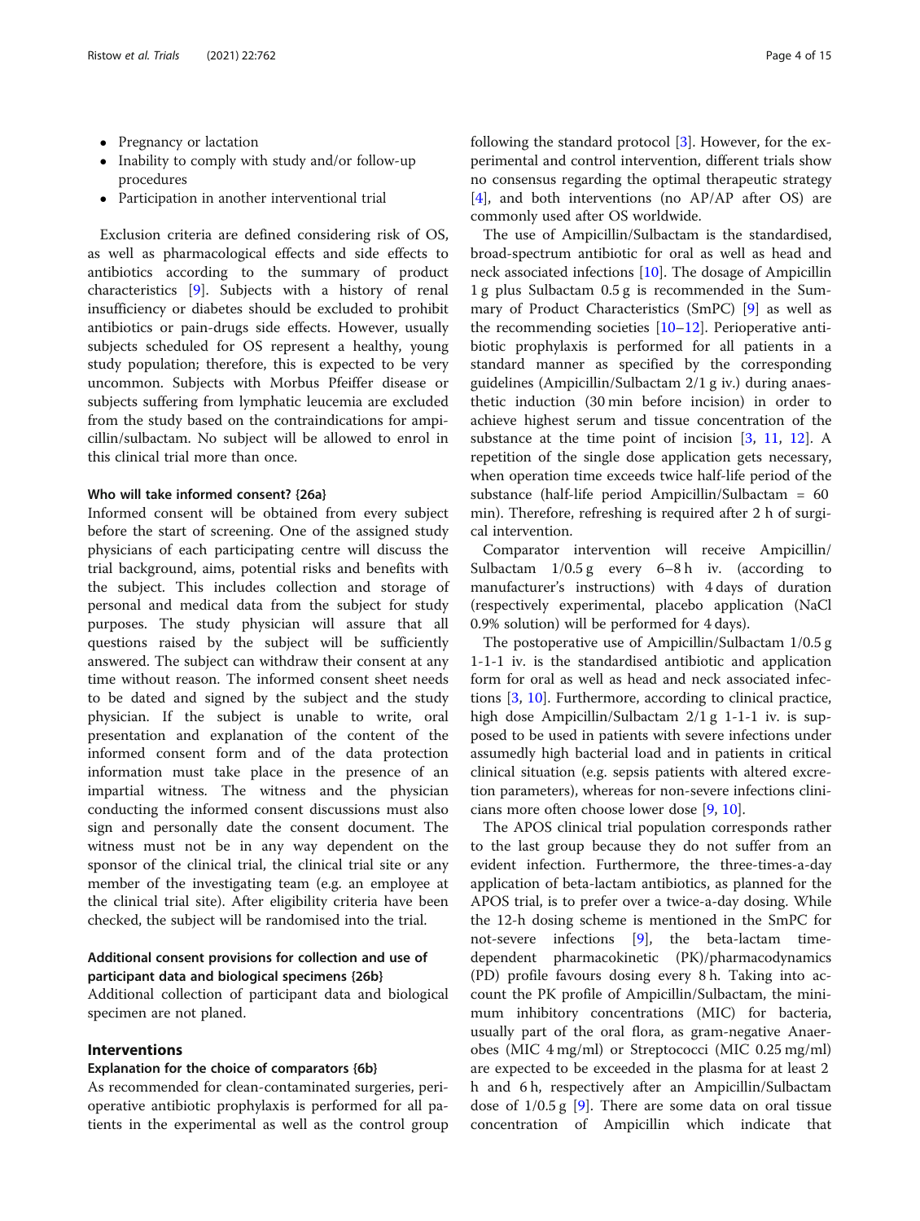- Pregnancy or lactation
- Inability to comply with study and/or follow-up procedures
- Participation in another interventional trial

Exclusion criteria are defined considering risk of OS, as well as pharmacological effects and side effects to antibiotics according to the summary of product characteristics [9]. Subjects with a history of renal insufficiency or diabetes should be excluded to prohibit antibiotics or pain-drugs side effects. However, usually subjects scheduled for OS represent a healthy, young study population; therefore, this is expected to be very uncommon. Subjects with Morbus Pfeiffer disease or subjects suffering from lymphatic leucemia are excluded from the study based on the contraindications for ampicillin/sulbactam. No subject will be allowed to enrol in this clinical trial more than once.

#### Who will take informed consent? {26a}

Informed consent will be obtained from every subject before the start of screening. One of the assigned study physicians of each participating centre will discuss the trial background, aims, potential risks and benefits with the subject. This includes collection and storage of personal and medical data from the subject for study purposes. The study physician will assure that all questions raised by the subject will be sufficiently answered. The subject can withdraw their consent at any time without reason. The informed consent sheet needs to be dated and signed by the subject and the study physician. If the subject is unable to write, oral presentation and explanation of the content of the informed consent form and of the data protection information must take place in the presence of an impartial witness. The witness and the physician conducting the informed consent discussions must also sign and personally date the consent document. The witness must not be in any way dependent on the sponsor of the clinical trial, the clinical trial site or any member of the investigating team (e.g. an employee at the clinical trial site). After eligibility criteria have been checked, the subject will be randomised into the trial.

#### Additional consent provisions for collection and use of participant data and biological specimens {26b}

Additional collection of participant data and biological specimen are not planed.

## Interventions

#### Explanation for the choice of comparators {6b}

As recommended for clean-contaminated surgeries, perioperative antibiotic prophylaxis is performed for all patients in the experimental as well as the control group following the standard protocol [3]. However, for the experimental and control intervention, different trials show no consensus regarding the optimal therapeutic strategy [4], and both interventions (no AP/AP after OS) are commonly used after OS worldwide.

The use of Ampicillin/Sulbactam is the standardised, broad-spectrum antibiotic for oral as well as head and neck associated infections [10]. The dosage of Ampicillin 1 g plus Sulbactam 0.5 g is recommended in the Summary of Product Characteristics (SmPC) [9] as well as the recommending societies [10–12]. Perioperative antibiotic prophylaxis is performed for all patients in a standard manner as specified by the corresponding guidelines (Ampicillin/Sulbactam 2/1 g iv.) during anaesthetic induction (30 min before incision) in order to achieve highest serum and tissue concentration of the substance at the time point of incision [3, 11, 12]. A repetition of the single dose application gets necessary, when operation time exceeds twice half-life period of the substance (half-life period Ampicillin/Sulbactam = 60 min). Therefore, refreshing is required after 2 h of surgical intervention.

Comparator intervention will receive Ampicillin/Sulbactam 1/0.5 g every 6–8 h iv. (according to manufacturer's instructions) with 4 days of duration (respectively experimental, placebo application (NaCl 0.9% solution) will be performed for 4 days).

The postoperative use of Ampicillin/Sulbactam 1/0.5 g 1-1-1 iv. is the standardised antibiotic and application form for oral as well as head and neck associated infections [3, 10]. Furthermore, according to clinical practice, high dose Ampicillin/Sulbactam 2/1 g 1-1-1 iv. is supposed to be used in patients with severe infections under assumedly high bacterial load and in patients in critical clinical situation (e.g. sepsis patients with altered excretion parameters), whereas for non-severe infections clinicians more often choose lower dose [9, 10].

The APOS clinical trial population corresponds rather to the last group because they do not suffer from an evident infection. Furthermore, the three-times-a-day application of beta-lactam antibiotics, as planned for the APOS trial, is to prefer over a twice-a-day dosing. While the 12-h dosing scheme is mentioned in the SmPC for not-severe infections [9], the beta-lactam time-dependent pharmacokinetic (PK)/pharmacodynamics (PD) profile favours dosing every 8 h. Taking into account the PK profile of Ampicillin/Sulbactam, the minimum inhibitory concentrations (MIC) for bacteria, usually part of the oral flora, as gram-negative Anaerobes (MIC 4 mg/ml) or Streptococci (MIC 0.25 mg/ml) are expected to be exceeded in the plasma for at least 2 h and 6 h, respectively after an Ampicillin/Sulbactam dose of 1/0.5 g [9]. There are some data on oral tissue concentration of Ampicillin which indicate that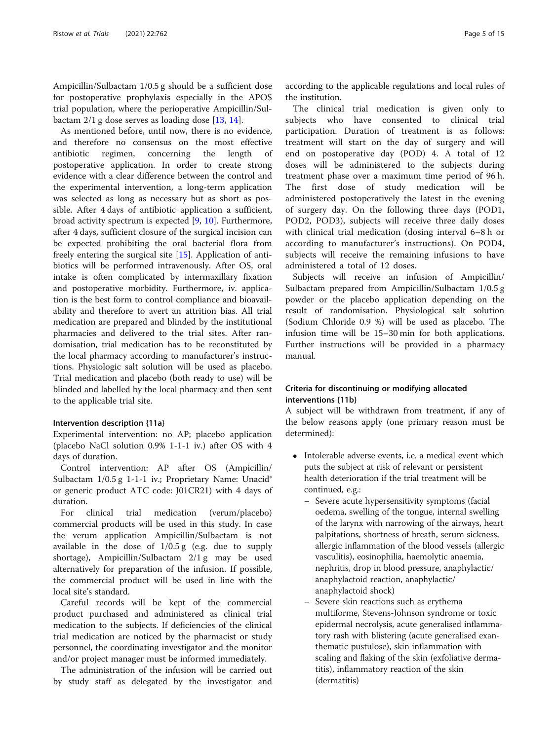Ampicillin/Sulbactam 1/0.5 g should be a sufficient dose for postoperative prophylaxis especially in the APOS trial population, where the perioperative Ampicillin/Sulbactam 2/1 g dose serves as loading dose [13, 14].

As mentioned before, until now, there is no evidence, and therefore no consensus on the most effective antibiotic regimen, concerning the length of postoperative application. In order to create strong evidence with a clear difference between the control and the experimental intervention, a long-term application was selected as long as necessary but as short as possible. After 4 days of antibiotic application a sufficient, broad activity spectrum is expected [9, 10]. Furthermore, after 4 days, sufficient closure of the surgical incision can be expected prohibiting the oral bacterial flora from freely entering the surgical site [15]. Application of antibiotics will be performed intravenously. After OS, oral intake is often complicated by intermaxillary fixation and postoperative morbidity. Furthermore, iv. application is the best form to control compliance and bioavailability and therefore to avert an attrition bias. All trial medication are prepared and blinded by the institutional pharmacies and delivered to the trial sites. After randomisation, trial medication has to be reconstituted by the local pharmacy according to manufacturer's instructions. Physiologic salt solution will be used as placebo. Trial medication and placebo (both ready to use) will be blinded and labelled by the local pharmacy and then sent to the applicable trial site.

#### Intervention description {11a}

Experimental intervention: no AP; placebo application (placebo NaCl solution 0.9% 1-1-1 iv.) after OS with 4 days of duration.

Control intervention: AP after OS (Ampicillin/Sulbactam 1/0.5 g 1-1-1 iv.; Proprietary Name: Unacid® or generic product ATC code: J01CR21) with 4 days of duration.

For clinical trial medication (verum/placebo) commercial products will be used in this study. In case the verum application Ampicillin/Sulbactam is not available in the dose of 1/0.5 g (e.g. due to supply shortage), Ampicillin/Sulbactam 2/1 g may be used alternatively for preparation of the infusion. If possible, the commercial product will be used in line with the local site's standard.

Careful records will be kept of the commercial product purchased and administered as clinical trial medication to the subjects. If deficiencies of the clinical trial medication are noticed by the pharmacist or study personnel, the coordinating investigator and the monitor and/or project manager must be informed immediately.

The administration of the infusion will be carried out by study staff as delegated by the investigator and according to the applicable regulations and local rules of the institution.

The clinical trial medication is given only to subjects who have consented to clinical trial participation. Duration of treatment is as follows: treatment will start on the day of surgery and will end on postoperative day (POD) 4. A total of 12 doses will be administered to the subjects during treatment phase over a maximum time period of 96 h. The first dose of study medication will be administered postoperatively the latest in the evening of surgery day. On the following three days (POD1, POD2, POD3), subjects will receive three daily doses with clinical trial medication (dosing interval 6–8 h or according to manufacturer's instructions). On POD4, subjects will receive the remaining infusions to have administered a total of 12 doses.

Subjects will receive an infusion of Ampicillin/Sulbactam prepared from Ampicillin/Sulbactam 1/0.5 g powder or the placebo application depending on the result of randomisation. Physiological salt solution (Sodium Chloride 0.9 %) will be used as placebo. The infusion time will be 15–30 min for both applications. Further instructions will be provided in a pharmacy manual.

#### Criteria for discontinuing or modifying allocated interventions {11b}

A subject will be withdrawn from treatment, if any of the below reasons apply (one primary reason must be determined):

- Intolerable adverse events, i.e. a medical event which puts the subject at risk of relevant or persistent health deterioration if the trial treatment will be continued, e.g.:
  - Severe acute hypersensitivity symptoms (facial oedema, swelling of the tongue, internal swelling of the larynx with narrowing of the airways, heart palpitations, shortness of breath, serum sickness, allergic inflammation of the blood vessels (allergic vasculitis), eosinophilia, haemolytic anaemia, nephritis, drop in blood pressure, anaphylactic/anaphylactoid reaction, anaphylactic/anaphylactoid shock)
  - Severe skin reactions such as erythema multiforme, Stevens-Johnson syndrome or toxic epidermal necrolysis, acute generalised inflammatory rash with blistering (acute generalised exanthematic pustulose), skin inflammation with scaling and flaking of the skin (exfoliative dermatitis), inflammatory reaction of the skin (dermatitis)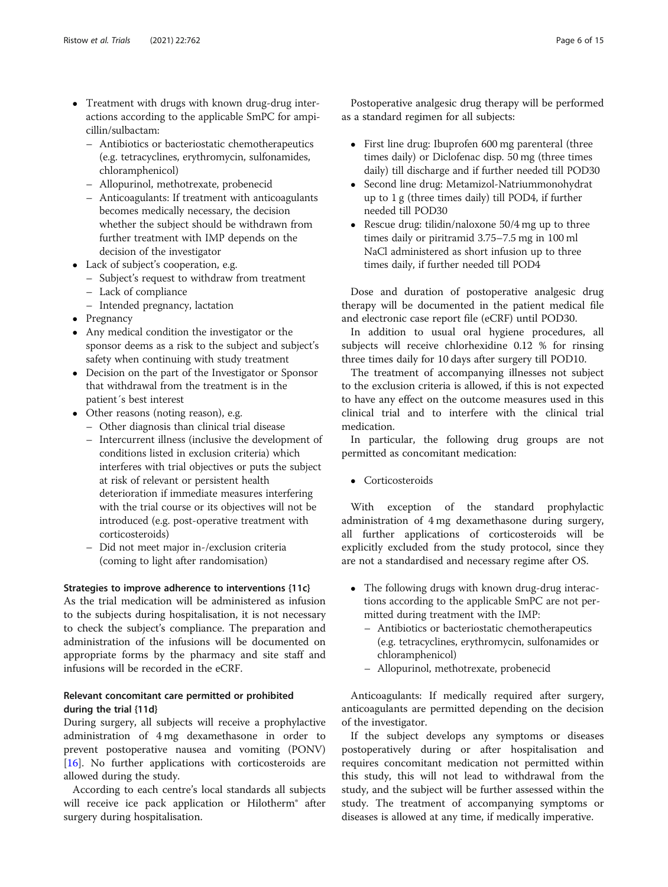- Treatment with drugs with known drug-drug interactions according to the applicable SmPC for ampicillin/sulbactam:
  - Antibiotics or bacteriostatic chemotherapeutics (e.g. tetracyclines, erythromycin, sulfonamides, chloramphenicol)
  - Allopurinol, methotrexate, probenecid
  - Anticoagulants: If treatment with anticoagulants becomes medically necessary, the decision whether the subject should be withdrawn from further treatment with IMP depends on the decision of the investigator
- Lack of subject's cooperation, e.g.
  - Subject's request to withdraw from treatment
  - Lack of compliance
  - Intended pregnancy, lactation
- Pregnancy
- Any medical condition the investigator or the sponsor deems as a risk to the subject and subject's safety when continuing with study treatment
- Decision on the part of the Investigator or Sponsor that withdrawal from the treatment is in the patient´s best interest
- Other reasons (noting reason), e.g.
  - Other diagnosis than clinical trial disease
  - Intercurrent illness (inclusive the development of conditions listed in exclusion criteria) which interferes with trial objectives or puts the subject at risk of relevant or persistent health deterioration if immediate measures interfering with the trial course or its objectives will not be introduced (e.g. post-operative treatment with corticosteroids)
  - Did not meet major in-/exclusion criteria (coming to light after randomisation)

#### Strategies to improve adherence to interventions {11c}

As the trial medication will be administered as infusion to the subjects during hospitalisation, it is not necessary to check the subject's compliance. The preparation and administration of the infusions will be documented on appropriate forms by the pharmacy and site staff and infusions will be recorded in the eCRF.

#### Relevant concomitant care permitted or prohibited during the trial {11d}

During surgery, all subjects will receive a prophylactive administration of 4 mg dexamethasone in order to prevent postoperative nausea and vomiting (PONV) [16]. No further applications with corticosteroids are allowed during the study.

According to each centre's local standards all subjects will receive ice pack application or Hilotherm® after surgery during hospitalisation.

Postoperative analgesic drug therapy will be performed as a standard regimen for all subjects:

- First line drug: Ibuprofen 600 mg parenteral (three times daily) or Diclofenac disp. 50 mg (three times daily) till discharge and if further needed till POD30
- Second line drug: Metamizol-Natriummonohydrat up to 1 g (three times daily) till POD4, if further needed till POD30
- Rescue drug: tilidin/naloxone 50/4 mg up to three times daily or piritramid 3.75–7.5 mg in 100 ml NaCl administered as short infusion up to three times daily, if further needed till POD4

Dose and duration of postoperative analgesic drug therapy will be documented in the patient medical file and electronic case report file (eCRF) until POD30.

In addition to usual oral hygiene procedures, all subjects will receive chlorhexidine 0.12 % for rinsing three times daily for 10 days after surgery till POD10.

The treatment of accompanying illnesses not subject to the exclusion criteria is allowed, if this is not expected to have any effect on the outcome measures used in this clinical trial and to interfere with the clinical trial medication.

In particular, the following drug groups are not permitted as concomitant medication:

- Corticosteroids

With exception of the standard prophylactic administration of 4 mg dexamethasone during surgery, all further applications of corticosteroids will be explicitly excluded from the study protocol, since they are not a standardised and necessary regime after OS.

- The following drugs with known drug-drug interactions according to the applicable SmPC are not permitted during treatment with the IMP:
  - Antibiotics or bacteriostatic chemotherapeutics (e.g. tetracyclines, erythromycin, sulfonamides or chloramphenicol)
  - Allopurinol, methotrexate, probenecid

Anticoagulants: If medically required after surgery, anticoagulants are permitted depending on the decision of the investigator.

If the subject develops any symptoms or diseases postoperatively during or after hospitalisation and requires concomitant medication not permitted within this study, this will not lead to withdrawal from the study, and the subject will be further assessed within the study. The treatment of accompanying symptoms or diseases is allowed at any time, if medically imperative.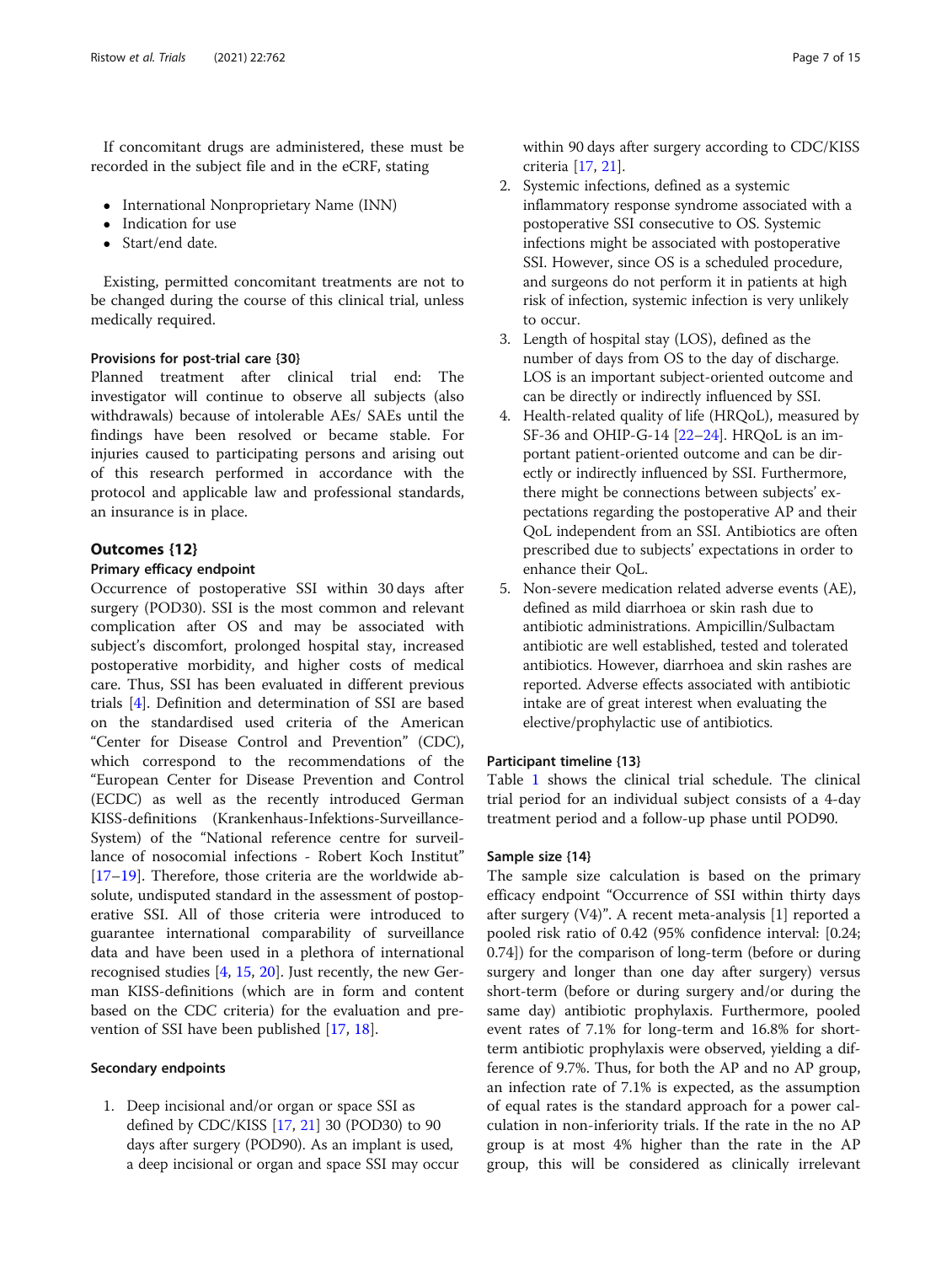If concomitant drugs are administered, these must be recorded in the subject file and in the eCRF, stating

- International Nonproprietary Name (INN)
- Indication for use
- Start/end date.

Existing, permitted concomitant treatments are not to be changed during the course of this clinical trial, unless medically required.

#### Provisions for post-trial care {30}

Planned treatment after clinical trial end: The investigator will continue to observe all subjects (also withdrawals) because of intolerable AEs/ SAEs until the findings have been resolved or became stable. For injuries caused to participating persons and arising out of this research performed in accordance with the protocol and applicable law and professional standards, an insurance is in place.

### Outcomes {12}

#### Primary efficacy endpoint

Occurrence of postoperative SSI within 30 days after surgery (POD30). SSI is the most common and relevant complication after OS and may be associated with subject's discomfort, prolonged hospital stay, increased postoperative morbidity, and higher costs of medical care. Thus, SSI has been evaluated in different previous trials [4]. Definition and determination of SSI are based on the standardised used criteria of the American "Center for Disease Control and Prevention" (CDC), which correspond to the recommendations of the "European Center for Disease Prevention and Control (ECDC) as well as the recently introduced German KISS-definitions (Krankenhaus-Infektions-Surveillance-System) of the "National reference centre for surveillance of nosocomial infections - Robert Koch Institut" [17–19]. Therefore, those criteria are the worldwide absolute, undisputed standard in the assessment of postoperative SSI. All of those criteria were introduced to guarantee international comparability of surveillance data and have been used in a plethora of international recognised studies [4, 15, 20]. Just recently, the new German KISS-definitions (which are in form and content based on the CDC criteria) for the evaluation and prevention of SSI have been published [17, 18].

#### Secondary endpoints

1. Deep incisional and/or organ or space SSI as defined by CDC/KISS [17, 21] 30 (POD30) to 90 days after surgery (POD90). As an implant is used, a deep incisional or organ and space SSI may occur within 90 days after surgery according to CDC/KISS criteria [17, 21].
2. Systemic infections, defined as a systemic inflammatory response syndrome associated with a postoperative SSI consecutive to OS. Systemic infections might be associated with postoperative SSI. However, since OS is a scheduled procedure, and surgeons do not perform it in patients at high risk of infection, systemic infection is very unlikely to occur.
3. Length of hospital stay (LOS), defined as the number of days from OS to the day of discharge. LOS is an important subject-oriented outcome and can be directly or indirectly influenced by SSI.
4. Health-related quality of life (HRQoL), measured by SF-36 and OHIP-G-14 [22–24]. HRQoL is an important patient-oriented outcome and can be directly or indirectly influenced by SSI. Furthermore, there might be connections between subjects' expectations regarding the postoperative AP and their QoL independent from an SSI. Antibiotics are often prescribed due to subjects' expectations in order to enhance their QoL.
5. Non-severe medication related adverse events (AE), defined as mild diarrhoea or skin rash due to antibiotic administrations. Ampicillin/Sulbactam antibiotic are well established, tested and tolerated antibiotics. However, diarrhoea and skin rashes are reported. Adverse effects associated with antibiotic intake are of great interest when evaluating the elective/prophylactic use of antibiotics.

#### Participant timeline {13}

Table 1 shows the clinical trial schedule. The clinical trial period for an individual subject consists of a 4-day treatment period and a follow-up phase until POD90.

#### Sample size {14}

The sample size calculation is based on the primary efficacy endpoint "Occurrence of SSI within thirty days after surgery (V4)". A recent meta-analysis [1] reported a pooled risk ratio of 0.42 (95% confidence interval: [0.24; 0.74]) for the comparison of long-term (before or during surgery and longer than one day after surgery) versus short-term (before or during surgery and/or during the same day) antibiotic prophylaxis. Furthermore, pooled event rates of 7.1% for long-term and 16.8% for short-term antibiotic prophylaxis were observed, yielding a difference of 9.7%. Thus, for both the AP and no AP group, an infection rate of 7.1% is expected, as the assumption of equal rates is the standard approach for a power calculation in non-inferiority trials. If the rate in the no AP group is at most 4% higher than the rate in the AP group, this will be considered as clinically irrelevant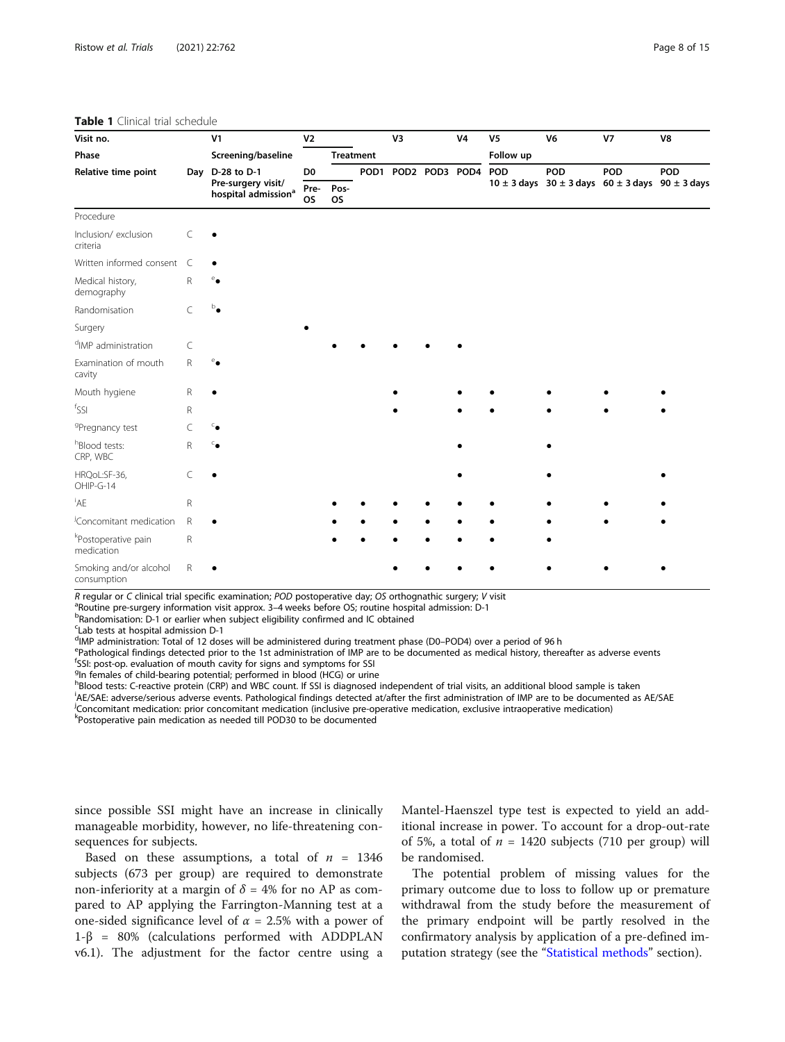**Table 1** Clinical trial schedule

| Visit no. | | V1 | V2 | | | V3 | | V4 | V5 | V6 | V7 | V8 |
|---|---|---|---|---|---|---|---|---|---|---|---|---|
| Phase | | Screening/baseline | Treatment | | | | | | Follow up | | | |
| Relative time point | Day | D-28 to D-1 | D0 | | POD1 | POD2 | POD3 | POD4 | POD | POD | POD | POD |
| | | Pre-surgery visit/ hospital admission[a] | Pre-OS | Pos-OS | | | | | 10 ± 3 days | 30 ± 3 days | 60 ± 3 days | 90 ± 3 days |
| Procedure | | | | | | | | | | | | |
| Inclusion/ exclusion criteria | C | • | | | | | | | | | | |
| Written informed consent | C | • | | | | | | | | | | |
| Medical history, demography | R | [e]• | | | | | | | | | | |
| Randomisation | C | [b]• | | | | | | | | | | |
| Surgery | | | • | | | | | | | | | |
| [d]IMP administration | C | | | • | • | • | • | • | | | | |
| Examination of mouth cavity | R | [e]• | | | | | | | | | | |
| Mouth hygiene | R | • | | | | • | | • | • | • | • | • |
| [f]SSI | R | | | | | • | | • | • | • | • | • |
| [g]Pregnancy test | C | [c]• | | | | | | | | | | |
| [h]Blood tests: CRP, WBC | R | [c]• | | | | | | • | | • | | |
| HRQoL:SF-36, OHIP-G-14 | C | • | | | | | | • | | • | | • |
| [i]AE | R | | | • | • | • | • | • | • | • | • | • |
| [j]Concomitant medication | R | • | | • | • | • | • | • | • | • | • | • |
| [k]Postoperative pain medication | R | | | • | • | • | • | • | • | • | | |
| Smoking and/or alcohol consumption | R | • | | | | • | • | • | • | • | • | • |

*R* regular or *C* clinical trial specific examination; *POD* postoperative day; *OS* orthognathic surgery; *V* visit
[a]Routine pre-surgery information visit approx. 3–4 weeks before OS; routine hospital admission: D-1
[b]Randomisation: D-1 or earlier when subject eligibility confirmed and IC obtained
[c]Lab tests at hospital admission D-1
[d]IMP administration: Total of 12 doses will be administered during treatment phase (D0–POD4) over a period of 96 h
[e]Pathological findings detected prior to the 1st administration of IMP are to be documented as medical history, thereafter as adverse events
[f]SSI: post-op. evaluation of mouth cavity for signs and symptoms for SSI
[g]In females of child-bearing potential; performed in blood (HCG) or urine
[h]Blood tests: C-reactive protein (CRP) and WBC count. If SSI is diagnosed independent of trial visits, an additional blood sample is taken
[i]AE/SAE: adverse/serious adverse events. Pathological findings detected at/after the first administration of IMP are to be documented as AE/SAE
[j]Concomitant medication: prior concomitant medication (inclusive pre-operative medication, exclusive intraoperative medication)
[k]Postoperative pain medication as needed till POD30 to be documented

since possible SSI might have an increase in clinically manageable morbidity, however, no life-threatening consequences for subjects.

Based on these assumptions, a total of $n = 1346$ subjects (673 per group) are required to demonstrate non-inferiority at a margin of $\delta = 4\%$ for no AP as compared to AP applying the Farrington-Manning test at a one-sided significance level of $\alpha = 2.5\%$ with a power of $1\text{-}\beta = 80\%$ (calculations performed with ADDPLAN v6.1). The adjustment for the factor centre using a Mantel-Haenszel type test is expected to yield an additional increase in power. To account for a drop-out-rate of 5%, a total of $n = 1420$ subjects (710 per group) will be randomised.

The potential problem of missing values for the primary outcome due to loss to follow up or premature withdrawal from the study before the measurement of the primary endpoint will be partly resolved in the confirmatory analysis by application of a pre-defined imputation strategy (see the "Statistical methods" section).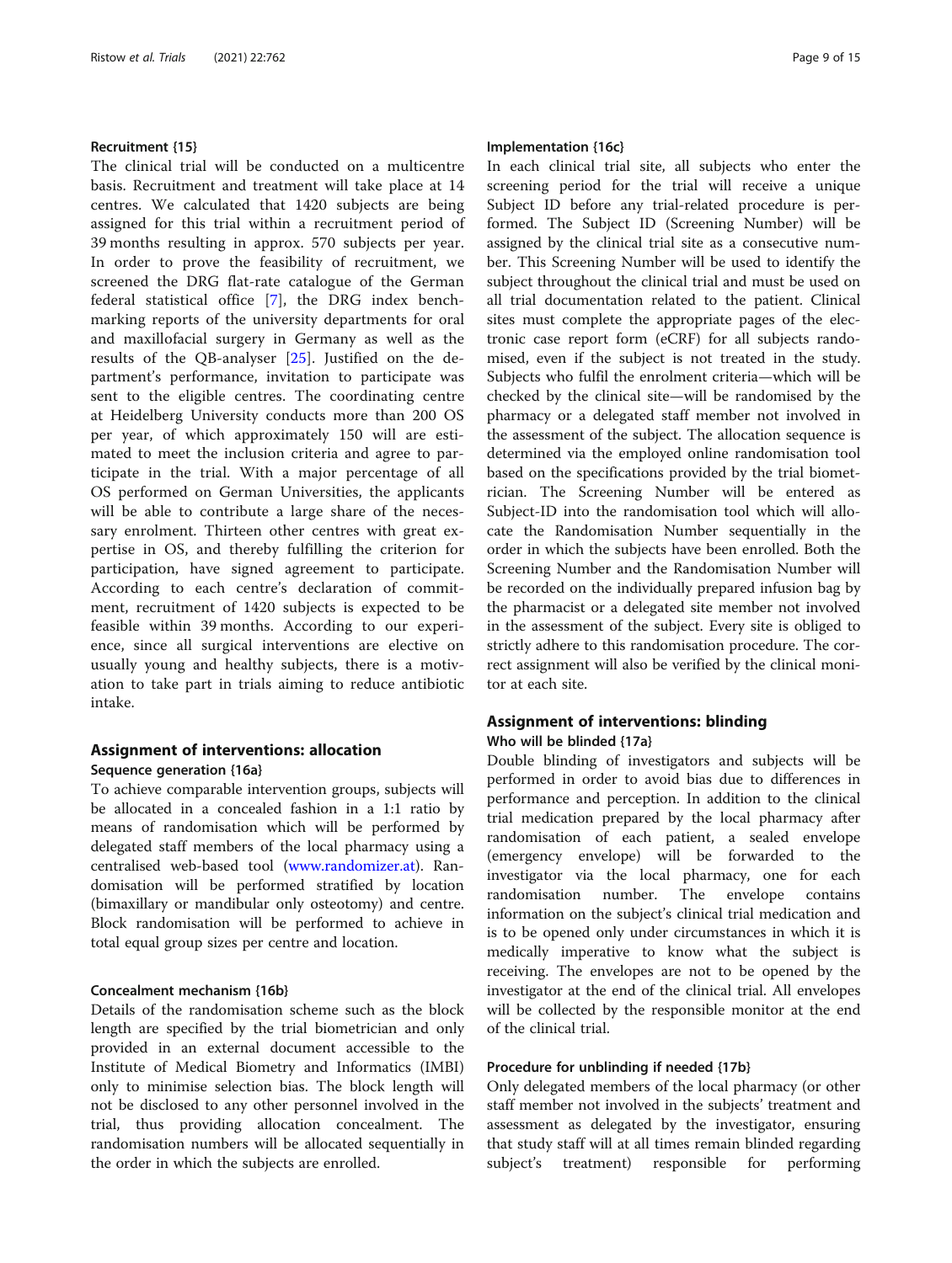### Recruitment {15}

The clinical trial will be conducted on a multicentre basis. Recruitment and treatment will take place at 14 centres. We calculated that 1420 subjects are being assigned for this trial within a recruitment period of 39 months resulting in approx. 570 subjects per year. In order to prove the feasibility of recruitment, we screened the DRG flat-rate catalogue of the German federal statistical office [7], the DRG index benchmarking reports of the university departments for oral and maxillofacial surgery in Germany as well as the results of the QB-analyser [25]. Justified on the department's performance, invitation to participate was sent to the eligible centres. The coordinating centre at Heidelberg University conducts more than 200 OS per year, of which approximately 150 will are estimated to meet the inclusion criteria and agree to participate in the trial. With a major percentage of all OS performed on German Universities, the applicants will be able to contribute a large share of the necessary enrolment. Thirteen other centres with great expertise in OS, and thereby fulfilling the criterion for participation, have signed agreement to participate. According to each centre's declaration of commitment, recruitment of 1420 subjects is expected to be feasible within 39 months. According to our experience, since all surgical interventions are elective on usually young and healthy subjects, there is a motivation to take part in trials aiming to reduce antibiotic intake.

## Assignment of interventions: allocation

### Sequence generation {16a}

To achieve comparable intervention groups, subjects will be allocated in a concealed fashion in a 1:1 ratio by means of randomisation which will be performed by delegated staff members of the local pharmacy using a centralised web-based tool (www.randomizer.at). Randomisation will be performed stratified by location (bimaxillary or mandibular only osteotomy) and centre. Block randomisation will be performed to achieve in total equal group sizes per centre and location.

### Concealment mechanism {16b}

Details of the randomisation scheme such as the block length are specified by the trial biometrician and only provided in an external document accessible to the Institute of Medical Biometry and Informatics (IMBI) only to minimise selection bias. The block length will not be disclosed to any other personnel involved in the trial, thus providing allocation concealment. The randomisation numbers will be allocated sequentially in the order in which the subjects are enrolled.

### Implementation {16c}

In each clinical trial site, all subjects who enter the screening period for the trial will receive a unique Subject ID before any trial-related procedure is performed. The Subject ID (Screening Number) will be assigned by the clinical trial site as a consecutive number. This Screening Number will be used to identify the subject throughout the clinical trial and must be used on all trial documentation related to the patient. Clinical sites must complete the appropriate pages of the electronic case report form (eCRF) for all subjects randomised, even if the subject is not treated in the study. Subjects who fulfil the enrolment criteria—which will be checked by the clinical site—will be randomised by the pharmacy or a delegated staff member not involved in the assessment of the subject. The allocation sequence is determined via the employed online randomisation tool based on the specifications provided by the trial biometrician. The Screening Number will be entered as Subject-ID into the randomisation tool which will allocate the Randomisation Number sequentially in the order in which the subjects have been enrolled. Both the Screening Number and the Randomisation Number will be recorded on the individually prepared infusion bag by the pharmacist or a delegated site member not involved in the assessment of the subject. Every site is obliged to strictly adhere to this randomisation procedure. The correct assignment will also be verified by the clinical monitor at each site.

## Assignment of interventions: blinding

### Who will be blinded {17a}

Double blinding of investigators and subjects will be performed in order to avoid bias due to differences in performance and perception. In addition to the clinical trial medication prepared by the local pharmacy after randomisation of each patient, a sealed envelope (emergency envelope) will be forwarded to the investigator via the local pharmacy, one for each randomisation number. The envelope contains information on the subject's clinical trial medication and is to be opened only under circumstances in which it is medically imperative to know what the subject is receiving. The envelopes are not to be opened by the investigator at the end of the clinical trial. All envelopes will be collected by the responsible monitor at the end of the clinical trial.

### Procedure for unblinding if needed {17b}

Only delegated members of the local pharmacy (or other staff member not involved in the subjects' treatment and assessment as delegated by the investigator, ensuring that study staff will at all times remain blinded regarding subject's treatment) responsible for performing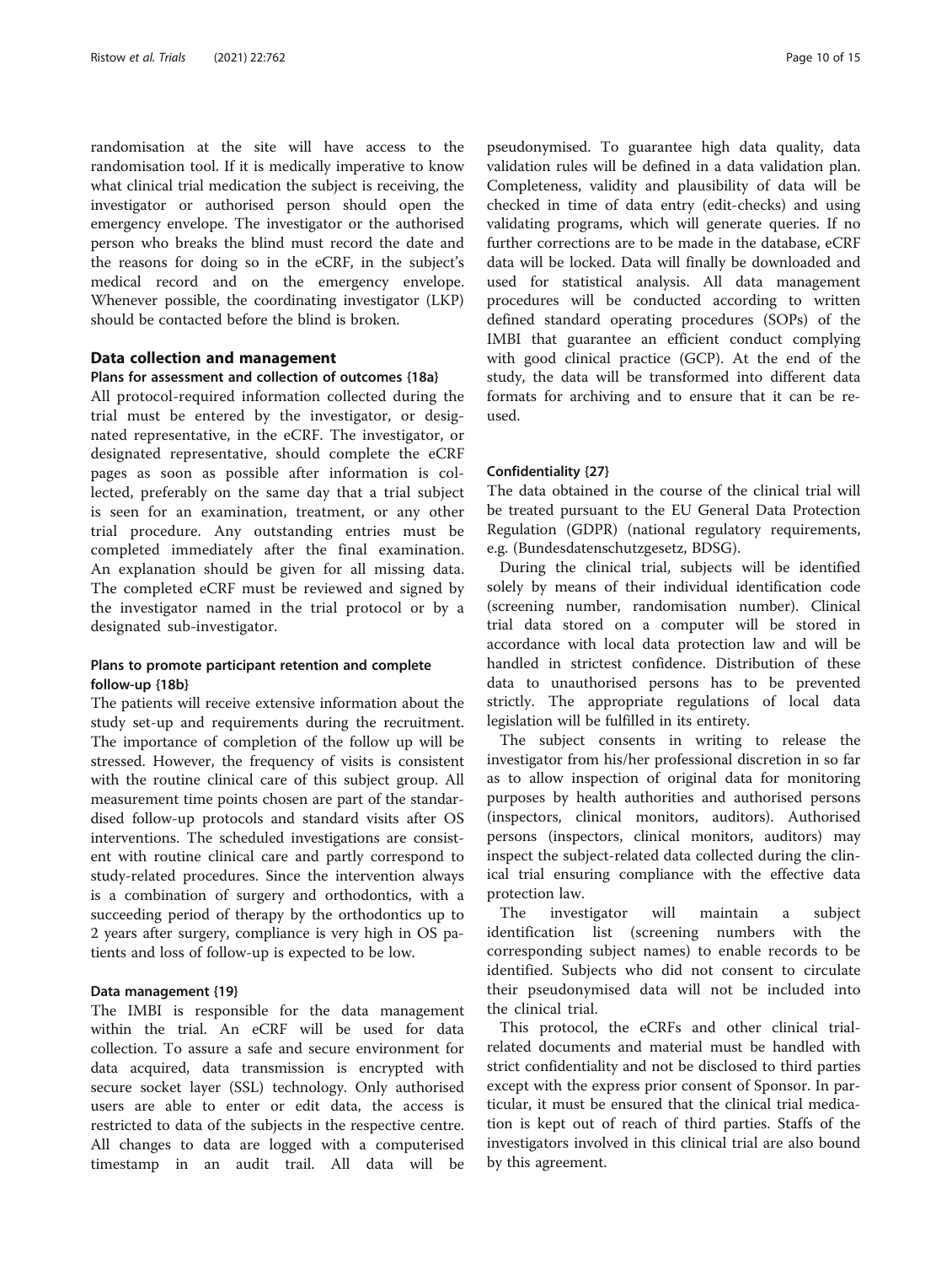randomisation at the site will have access to the randomisation tool. If it is medically imperative to know what clinical trial medication the subject is receiving, the investigator or authorised person should open the emergency envelope. The investigator or the authorised person who breaks the blind must record the date and the reasons for doing so in the eCRF, in the subject's medical record and on the emergency envelope. Whenever possible, the coordinating investigator (LKP) should be contacted before the blind is broken.

## Data collection and management

### Plans for assessment and collection of outcomes {18a}

All protocol-required information collected during the trial must be entered by the investigator, or designated representative, in the eCRF. The investigator, or designated representative, should complete the eCRF pages as soon as possible after information is collected, preferably on the same day that a trial subject is seen for an examination, treatment, or any other trial procedure. Any outstanding entries must be completed immediately after the final examination. An explanation should be given for all missing data. The completed eCRF must be reviewed and signed by the investigator named in the trial protocol or by a designated sub-investigator.

### Plans to promote participant retention and complete follow-up {18b}

The patients will receive extensive information about the study set-up and requirements during the recruitment. The importance of completion of the follow up will be stressed. However, the frequency of visits is consistent with the routine clinical care of this subject group. All measurement time points chosen are part of the standardised follow-up protocols and standard visits after OS interventions. The scheduled investigations are consistent with routine clinical care and partly correspond to study-related procedures. Since the intervention always is a combination of surgery and orthodontics, with a succeeding period of therapy by the orthodontics up to 2 years after surgery, compliance is very high in OS patients and loss of follow-up is expected to be low.

### Data management {19}

The IMBI is responsible for the data management within the trial. An eCRF will be used for data collection. To assure a safe and secure environment for data acquired, data transmission is encrypted with secure socket layer (SSL) technology. Only authorised users are able to enter or edit data, the access is restricted to data of the subjects in the respective centre. All changes to data are logged with a computerised timestamp in an audit trail. All data will be pseudonymised. To guarantee high data quality, data validation rules will be defined in a data validation plan. Completeness, validity and plausibility of data will be checked in time of data entry (edit-checks) and using validating programs, which will generate queries. If no further corrections are to be made in the database, eCRF data will be locked. Data will finally be downloaded and used for statistical analysis. All data management procedures will be conducted according to written defined standard operating procedures (SOPs) of the IMBI that guarantee an efficient conduct complying with good clinical practice (GCP). At the end of the study, the data will be transformed into different data formats for archiving and to ensure that it can be re-used.

### Confidentiality {27}

The data obtained in the course of the clinical trial will be treated pursuant to the EU General Data Protection Regulation (GDPR) (national regulatory requirements, e.g. (Bundesdatenschutzgesetz, BDSG).

During the clinical trial, subjects will be identified solely by means of their individual identification code (screening number, randomisation number). Clinical trial data stored on a computer will be stored in accordance with local data protection law and will be handled in strictest confidence. Distribution of these data to unauthorised persons has to be prevented strictly. The appropriate regulations of local data legislation will be fulfilled in its entirety.

The subject consents in writing to release the investigator from his/her professional discretion in so far as to allow inspection of original data for monitoring purposes by health authorities and authorised persons (inspectors, clinical monitors, auditors). Authorised persons (inspectors, clinical monitors, auditors) may inspect the subject-related data collected during the clinical trial ensuring compliance with the effective data protection law.

The investigator will maintain a subject identification list (screening numbers with the corresponding subject names) to enable records to be identified. Subjects who did not consent to circulate their pseudonymised data will not be included into the clinical trial.

This protocol, the eCRFs and other clinical trial-related documents and material must be handled with strict confidentiality and not be disclosed to third parties except with the express prior consent of Sponsor. In particular, it must be ensured that the clinical trial medication is kept out of reach of third parties. Staffs of the investigators involved in this clinical trial are also bound by this agreement.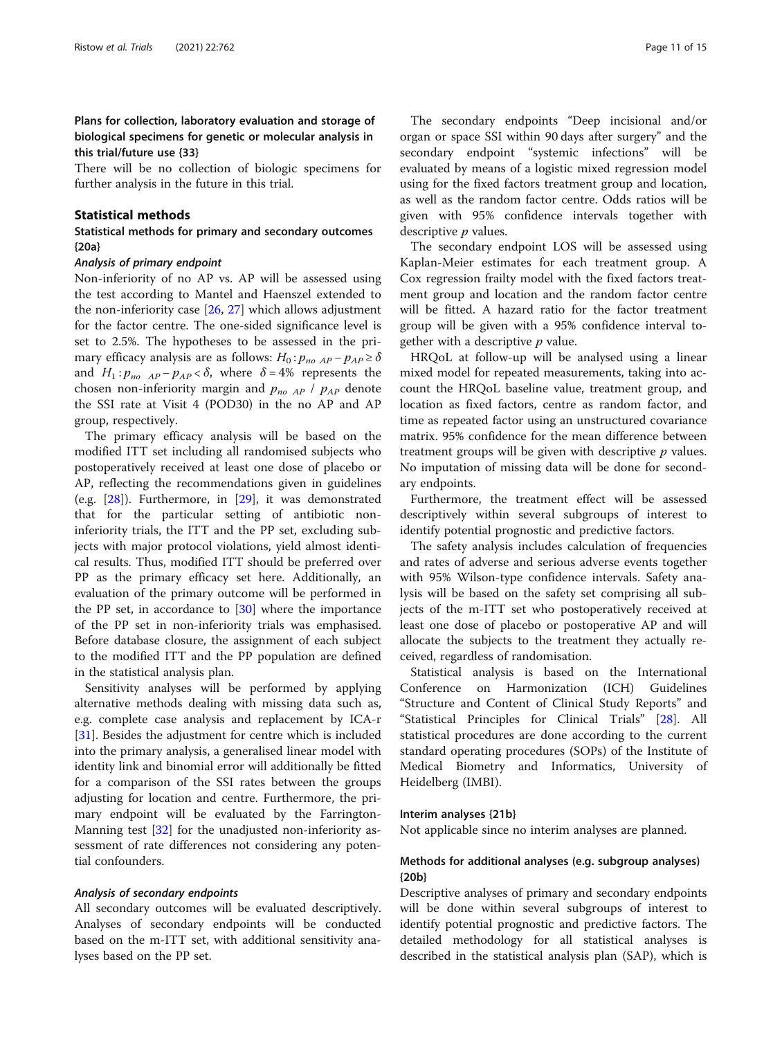### Plans for collection, laboratory evaluation and storage of biological specimens for genetic or molecular analysis in this trial/future use {33}

There will be no collection of biologic specimens for further analysis in the future in this trial.

## Statistical methods

### Statistical methods for primary and secondary outcomes {20a}

#### *Analysis of primary endpoint*

Non-inferiority of no AP vs. AP will be assessed using the test according to Mantel and Haenszel extended to the non-inferiority case [26, 27] which allows adjustment for the factor centre. The one-sided significance level is set to 2.5%. The hypotheses to be assessed in the primary efficacy analysis are as follows: $H_0: p_{no\ AP} - p_{AP} \geq \delta$ and $H_1: p_{no\ AP} - p_{AP} < \delta$, where $\delta = 4\%$ represents the chosen non-inferiority margin and $p_{no\ AP}$ / $p_{AP}$ denote the SSI rate at Visit 4 (POD30) in the no AP and AP group, respectively.

The primary efficacy analysis will be based on the modified ITT set including all randomised subjects who postoperatively received at least one dose of placebo or AP, reflecting the recommendations given in guidelines (e.g. [28]). Furthermore, in [29], it was demonstrated that for the particular setting of antibiotic non-inferiority trials, the ITT and the PP set, excluding subjects with major protocol violations, yield almost identical results. Thus, modified ITT should be preferred over PP as the primary efficacy set here. Additionally, an evaluation of the primary outcome will be performed in the PP set, in accordance to [30] where the importance of the PP set in non-inferiority trials was emphasised. Before database closure, the assignment of each subject to the modified ITT and the PP population are defined in the statistical analysis plan.

Sensitivity analyses will be performed by applying alternative methods dealing with missing data such as, e.g. complete case analysis and replacement by ICA-r [31]. Besides the adjustment for centre which is included into the primary analysis, a generalised linear model with identity link and binomial error will additionally be fitted for a comparison of the SSI rates between the groups adjusting for location and centre. Furthermore, the primary endpoint will be evaluated by the Farrington-Manning test [32] for the unadjusted non-inferiority assessment of rate differences not considering any potential confounders.

#### *Analysis of secondary endpoints*

All secondary outcomes will be evaluated descriptively. Analyses of secondary endpoints will be conducted based on the m-ITT set, with additional sensitivity analyses based on the PP set.

The secondary endpoints "Deep incisional and/or organ or space SSI within 90 days after surgery" and the secondary endpoint "systemic infections" will be evaluated by means of a logistic mixed regression model using for the fixed factors treatment group and location, as well as the random factor centre. Odds ratios will be given with 95% confidence intervals together with descriptive $p$ values.

The secondary endpoint LOS will be assessed using Kaplan-Meier estimates for each treatment group. A Cox regression frailty model with the fixed factors treatment group and location and the random factor centre will be fitted. A hazard ratio for the factor treatment group will be given with a 95% confidence interval together with a descriptive $p$ value.

HRQoL at follow-up will be analysed using a linear mixed model for repeated measurements, taking into account the HRQoL baseline value, treatment group, and location as fixed factors, centre as random factor, and time as repeated factor using an unstructured covariance matrix. 95% confidence for the mean difference between treatment groups will be given with descriptive $p$ values. No imputation of missing data will be done for secondary endpoints.

Furthermore, the treatment effect will be assessed descriptively within several subgroups of interest to identify potential prognostic and predictive factors.

The safety analysis includes calculation of frequencies and rates of adverse and serious adverse events together with 95% Wilson-type confidence intervals. Safety analysis will be based on the safety set comprising all subjects of the m-ITT set who postoperatively received at least one dose of placebo or postoperative AP and will allocate the subjects to the treatment they actually received, regardless of randomisation.

Statistical analysis is based on the International Conference on Harmonization (ICH) Guidelines "Structure and Content of Clinical Study Reports" and "Statistical Principles for Clinical Trials" [28]. All statistical procedures are done according to the current standard operating procedures (SOPs) of the Institute of Medical Biometry and Informatics, University of Heidelberg (IMBI).

### Interim analyses {21b}

Not applicable since no interim analyses are planned.

### Methods for additional analyses (e.g. subgroup analyses) {20b}

Descriptive analyses of primary and secondary endpoints will be done within several subgroups of interest to identify potential prognostic and predictive factors. The detailed methodology for all statistical analyses is described in the statistical analysis plan (SAP), which is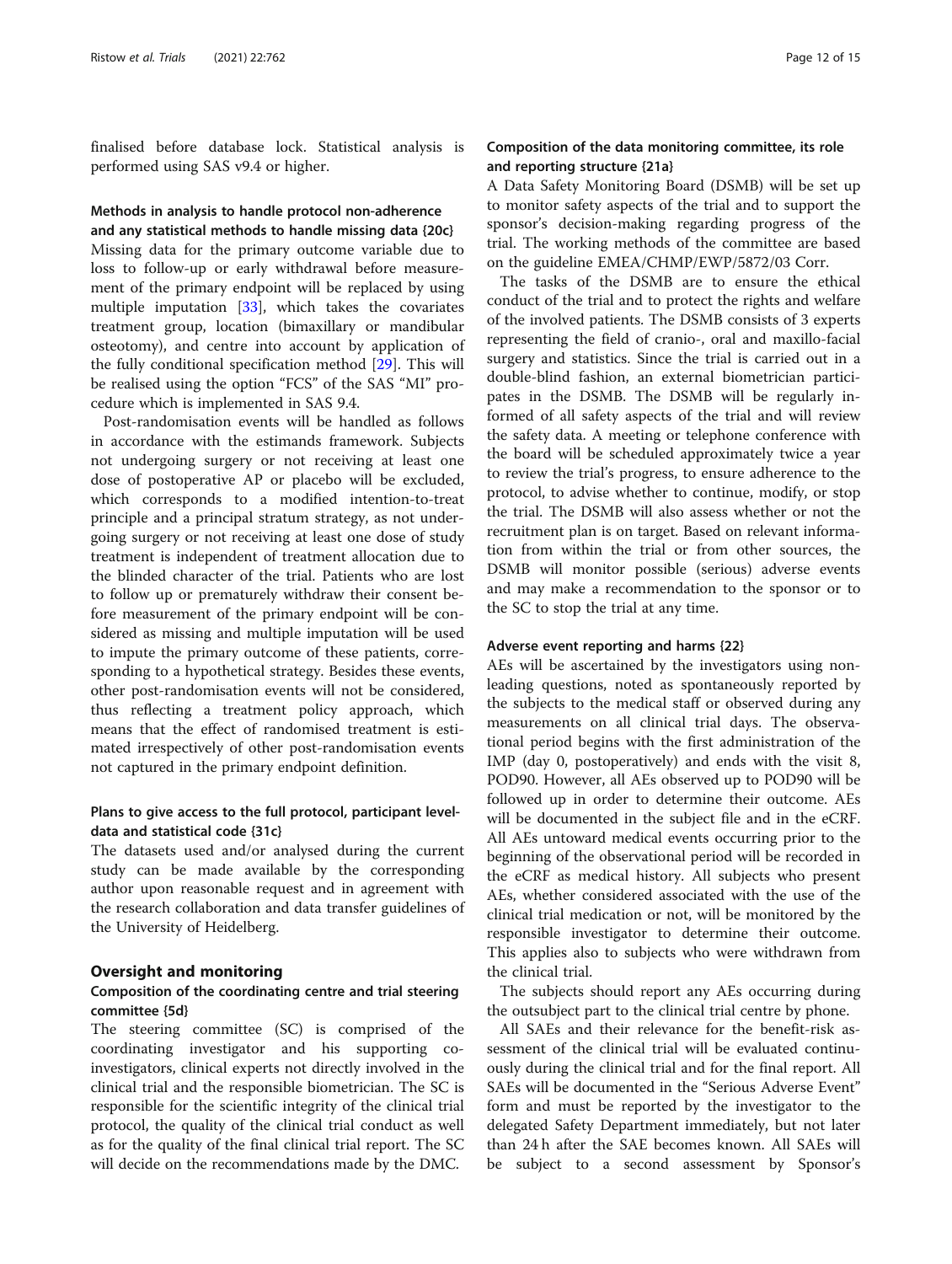finalised before database lock. Statistical analysis is performed using SAS v9.4 or higher.

### Methods in analysis to handle protocol non-adherence and any statistical methods to handle missing data {20c}

Missing data for the primary outcome variable due to loss to follow-up or early withdrawal before measurement of the primary endpoint will be replaced by using multiple imputation [33], which takes the covariates treatment group, location (bimaxillary or mandibular osteotomy), and centre into account by application of the fully conditional specification method [29]. This will be realised using the option "FCS" of the SAS "MI" procedure which is implemented in SAS 9.4.

Post-randomisation events will be handled as follows in accordance with the estimands framework. Subjects not undergoing surgery or not receiving at least one dose of postoperative AP or placebo will be excluded, which corresponds to a modified intention-to-treat principle and a principal stratum strategy, as not undergoing surgery or not receiving at least one dose of study treatment is independent of treatment allocation due to the blinded character of the trial. Patients who are lost to follow up or prematurely withdraw their consent before measurement of the primary endpoint will be considered as missing and multiple imputation will be used to impute the primary outcome of these patients, corresponding to a hypothetical strategy. Besides these events, other post-randomisation events will not be considered, thus reflecting a treatment policy approach, which means that the effect of randomised treatment is estimated irrespectively of other post-randomisation events not captured in the primary endpoint definition.

### Plans to give access to the full protocol, participant level-data and statistical code {31c}

The datasets used and/or analysed during the current study can be made available by the corresponding author upon reasonable request and in agreement with the research collaboration and data transfer guidelines of the University of Heidelberg.

## Oversight and monitoring

### Composition of the coordinating centre and trial steering committee {5d}

The steering committee (SC) is comprised of the coordinating investigator and his supporting co-investigators, clinical experts not directly involved in the clinical trial and the responsible biometrician. The SC is responsible for the scientific integrity of the clinical trial protocol, the quality of the clinical trial conduct as well as for the quality of the final clinical trial report. The SC will decide on the recommendations made by the DMC.

### Composition of the data monitoring committee, its role and reporting structure {21a}

A Data Safety Monitoring Board (DSMB) will be set up to monitor safety aspects of the trial and to support the sponsor's decision-making regarding progress of the trial. The working methods of the committee are based on the guideline EMEA/CHMP/EWP/5872/03 Corr.

The tasks of the DSMB are to ensure the ethical conduct of the trial and to protect the rights and welfare of the involved patients. The DSMB consists of 3 experts representing the field of cranio-, oral and maxillo-facial surgery and statistics. Since the trial is carried out in a double-blind fashion, an external biometrician participates in the DSMB. The DSMB will be regularly informed of all safety aspects of the trial and will review the safety data. A meeting or telephone conference with the board will be scheduled approximately twice a year to review the trial's progress, to ensure adherence to the protocol, to advise whether to continue, modify, or stop the trial. The DSMB will also assess whether or not the recruitment plan is on target. Based on relevant information from within the trial or from other sources, the DSMB will monitor possible (serious) adverse events and may make a recommendation to the sponsor or to the SC to stop the trial at any time.

### Adverse event reporting and harms {22}

AEs will be ascertained by the investigators using non-leading questions, noted as spontaneously reported by the subjects to the medical staff or observed during any measurements on all clinical trial days. The observational period begins with the first administration of the IMP (day 0, postoperatively) and ends with the visit 8, POD90. However, all AEs observed up to POD90 will be followed up in order to determine their outcome. AEs will be documented in the subject file and in the eCRF. All AEs untoward medical events occurring prior to the beginning of the observational period will be recorded in the eCRF as medical history. All subjects who present AEs, whether considered associated with the use of the clinical trial medication or not, will be monitored by the responsible investigator to determine their outcome. This applies also to subjects who were withdrawn from the clinical trial.

The subjects should report any AEs occurring during the outsubject part to the clinical trial centre by phone.

All SAEs and their relevance for the benefit-risk assessment of the clinical trial will be evaluated continuously during the clinical trial and for the final report. All SAEs will be documented in the "Serious Adverse Event" form and must be reported by the investigator to the delegated Safety Department immediately, but not later than 24 h after the SAE becomes known. All SAEs will be subject to a second assessment by Sponsor's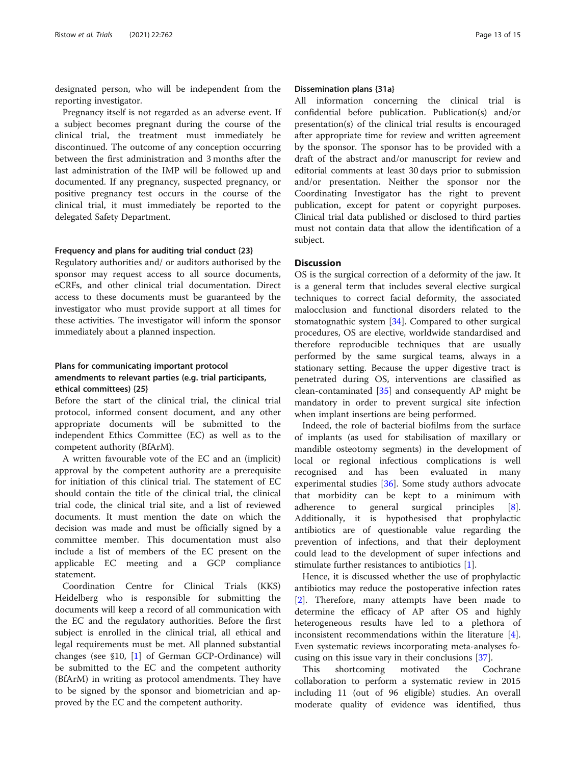designated person, who will be independent from the reporting investigator.

Pregnancy itself is not regarded as an adverse event. If a subject becomes pregnant during the course of the clinical trial, the treatment must immediately be discontinued. The outcome of any conception occurring between the first administration and 3 months after the last administration of the IMP will be followed up and documented. If any pregnancy, suspected pregnancy, or positive pregnancy test occurs in the course of the clinical trial, it must immediately be reported to the delegated Safety Department.

### Frequency and plans for auditing trial conduct {23}

Regulatory authorities and/ or auditors authorised by the sponsor may request access to all source documents, eCRFs, and other clinical trial documentation. Direct access to these documents must be guaranteed by the investigator who must provide support at all times for these activities. The investigator will inform the sponsor immediately about a planned inspection.

### Plans for communicating important protocol amendments to relevant parties (e.g. trial participants, ethical committees) {25}

Before the start of the clinical trial, the clinical trial protocol, informed consent document, and any other appropriate documents will be submitted to the independent Ethics Committee (EC) as well as to the competent authority (BfArM).

A written favourable vote of the EC and an (implicit) approval by the competent authority are a prerequisite for initiation of this clinical trial. The statement of EC should contain the title of the clinical trial, the clinical trial code, the clinical trial site, and a list of reviewed documents. It must mention the date on which the decision was made and must be officially signed by a committee member. This documentation must also include a list of members of the EC present on the applicable EC meeting and a GCP compliance statement.

Coordination Centre for Clinical Trials (KKS) Heidelberg who is responsible for submitting the documents will keep a record of all communication with the EC and the regulatory authorities. Before the first subject is enrolled in the clinical trial, all ethical and legal requirements must be met. All planned substantial changes (see §10, [1] of German GCP-Ordinance) will be submitted to the EC and the competent authority (BfArM) in writing as protocol amendments. They have to be signed by the sponsor and biometrician and approved by the EC and the competent authority.

### Dissemination plans {31a}

All information concerning the clinical trial is confidential before publication. Publication(s) and/or presentation(s) of the clinical trial results is encouraged after appropriate time for review and written agreement by the sponsor. The sponsor has to be provided with a draft of the abstract and/or manuscript for review and editorial comments at least 30 days prior to submission and/or presentation. Neither the sponsor nor the Coordinating Investigator has the right to prevent publication, except for patent or copyright purposes. Clinical trial data published or disclosed to third parties must not contain data that allow the identification of a subject.

## Discussion

OS is the surgical correction of a deformity of the jaw. It is a general term that includes several elective surgical techniques to correct facial deformity, the associated malocclusion and functional disorders related to the stomatognathic system [34]. Compared to other surgical procedures, OS are elective, worldwide standardised and therefore reproducible techniques that are usually performed by the same surgical teams, always in a stationary setting. Because the upper digestive tract is penetrated during OS, interventions are classified as clean-contaminated [35] and consequently AP might be mandatory in order to prevent surgical site infection when implant insertions are being performed.

Indeed, the role of bacterial biofilms from the surface of implants (as used for stabilisation of maxillary or mandible osteotomy segments) in the development of local or regional infectious complications is well recognised and has been evaluated in many experimental studies [36]. Some study authors advocate that morbidity can be kept to a minimum with adherence to general surgical principles [8]. Additionally, it is hypothesised that prophylactic antibiotics are of questionable value regarding the prevention of infections, and that their deployment could lead to the development of super infections and stimulate further resistances to antibiotics [1].

Hence, it is discussed whether the use of prophylactic antibiotics may reduce the postoperative infection rates [2]. Therefore, many attempts have been made to determine the efficacy of AP after OS and highly heterogeneous results have led to a plethora of inconsistent recommendations within the literature [4]. Even systematic reviews incorporating meta-analyses focusing on this issue vary in their conclusions [37].

This shortcoming motivated the Cochrane collaboration to perform a systematic review in 2015 including 11 (out of 96 eligible) studies. An overall moderate quality of evidence was identified, thus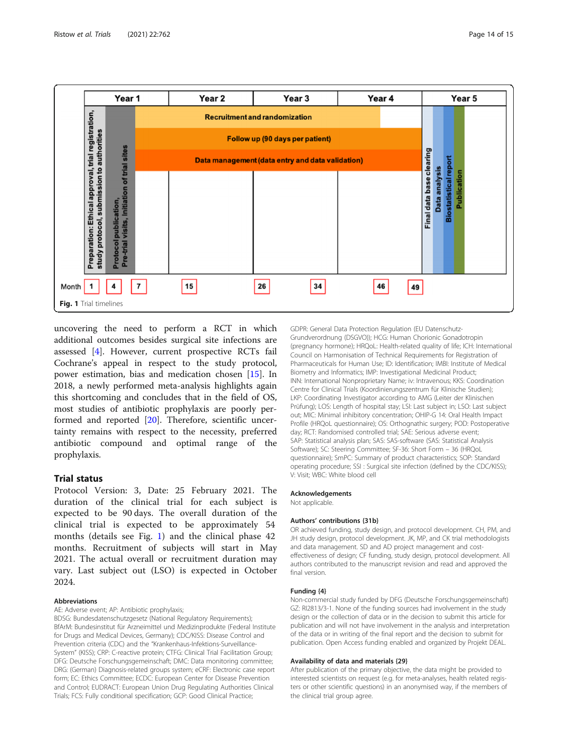Fig. 1 Trial timelines

uncovering the need to perform a RCT in which additional outcomes besides surgical site infections are assessed [4]. However, current prospective RCTs fail Cochrane's appeal in respect to the study protocol, power estimation, bias and medication chosen [15]. In 2018, a newly performed meta-analysis highlights again this shortcoming and concludes that in the field of OS, most studies of antibiotic prophylaxis are poorly performed and reported [20]. Therefore, scientific uncertainty remains with respect to the necessity, preferred antibiotic compound and optimal range of the prophylaxis.

## Trial status

Protocol Version: 3, Date: 25 February 2021. The duration of the clinical trial for each subject is expected to be 90 days. The overall duration of the clinical trial is expected to be approximately 54 months (details see Fig. 1) and the clinical phase 42 months. Recruitment of subjects will start in May 2021. The actual overall or recruitment duration may vary. Last subject out (LSO) is expected in October 2024.

### Abbreviations

AE: Adverse event; AP: Antibiotic prophylaxis; BDSG: Bundesdatenschutzgesetz (National Regulatory Requirements); BfArM: Bundesinstitut für Arzneimittel und Medizinprodukte (Federal Institute for Drugs and Medical Devices, Germany); CDC/KISS: Disease Control and Prevention criteria (CDC) and the "Krankenhaus-Infektions-Surveillance-System" (KISS); CRP: C-reactive protein; CTFG: Clinical Trial Facilitation Group; DFG: Deutsche Forschungsgemeinschaft; DMC: Data monitoring committee; DRG: (German) Diagnosis-related groups system; eCRF: Electronic case report form; EC: Ethics Committee; ECDC: European Center for Disease Prevention and Control; EUDRACT: European Union Drug Regulating Authorities Clinical Trials; FCS: Fully conditional specification; GCP: Good Clinical Practice; GDPR: General Data Protection Regulation (EU Datenschutz-Grundverordnung (DSGVO)); HCG: Human Chorionic Gonadotropin (pregnancy hormone); HRQoL: Health-related quality of life; ICH: International Council on Harmonisation of Technical Requirements for Registration of Pharmaceuticals for Human Use; ID: Identification; IMBI: Institute of Medical Biometry and Informatics; IMP: Investigational Medicinal Product; INN: International Nonproprietary Name; iv: Intravenous; KKS: Coordination Centre for Clinical Trials (Koordinierungszentrum für Klinische Studien); LKP: Coordinating Investigator according to AMG (Leiter der Klinischen Prüfung); LOS: Length of hospital stay; LSI: Last subject in; LSO: Last subject out; MIC: Minimal inhibitory concentration; OHIP-G 14: Oral Health Impact Profile (HRQoL questionnaire); OS: Orthognathic surgery; POD: Postoperative day; RCT: Randomised controlled trial; SAE: Serious adverse event; SAP: Statistical analysis plan; SAS: SAS-software (SAS: Statistical Analysis Software); SC: Steering Committee; SF-36: Short Form – 36 (HRQoL questionnaire); SmPC: Summary of product characteristics; SOP: Standard operating procedure; SSI : Surgical site infection (defined by the CDC/KISS); V: Visit; WBC: White blood cell

### Acknowledgements

Not applicable.

### Authors' contributions {31b}

OR achieved funding, study design, and protocol development. CH, PM, and JH study design, protocol development. JK, MP, and CK trial methodologists and data management. SD and AD project management and cost-effectiveness of design; CF funding, study design, protocol development. All authors contributed to the manuscript revision and read and approved the final version.

### Funding {4}

Non-commercial study funded by DFG (Deutsche Forschungsgemeinschaft) GZ: RI2813/3-1. None of the funding sources had involvement in the study design or the collection of data or in the decision to submit this article for publication and will not have involvement in the analysis and interpretation of the data or in writing of the final report and the decision to submit for publication. Open Access funding enabled and organized by Projekt DEAL.

### Availability of data and materials {29}

After publication of the primary objective, the data might be provided to interested scientists on request (e.g. for meta-analyses, health related registers or other scientific questions) in an anonymised way, if the members of the clinical trial group agree.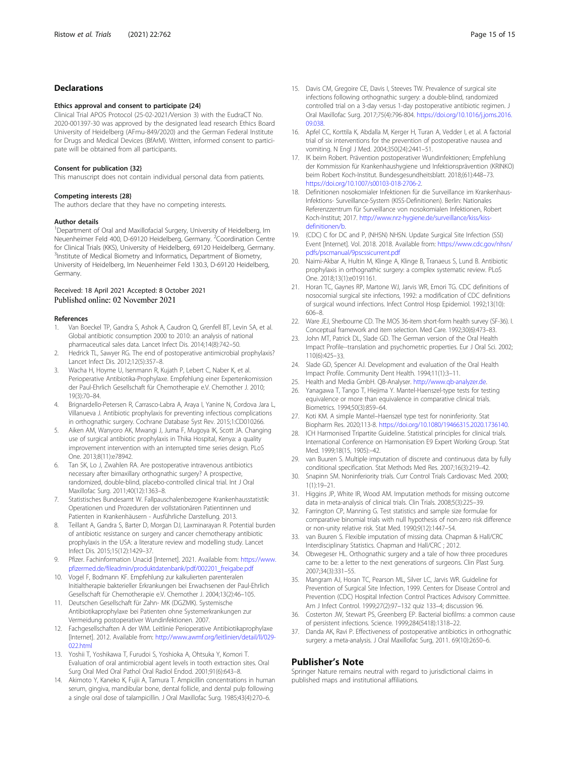## Declarations

### Ethics approval and consent to participate {24}

Clinical Trial APOS Protocol (25-02-2021/Version 3) with the EudraCT No. 2020-001397-30 was approved by the designated lead research Ethics Board University of Heidelberg (AFmu-849/2020) and the German Federal Institute for Drugs and Medical Devices (BfArM). Written, informed consent to participate will be obtained from all participants.

### Consent for publication {32}

This manuscript does not contain individual personal data from patients.

### Competing interests {28}

The authors declare that they have no competing interests.

### Author details

[1]Department of Oral and Maxillofacial Surgery, University of Heidelberg, Im Neuenheimer Feld 400, D-69120 Heidelberg, Germany. [2]Coordination Centre for Clinical Trials (KKS), University of Heidelberg, 69120 Heidelberg, Germany. [3]Institute of Medical Biometry and Informatics, Department of Biometry, University of Heidelberg, Im Neuenheimer Feld 130.3, D-69120 Heidelberg, Germany.

Received: 18 April 2021 Accepted: 8 October 2021
Published online: 02 November 2021

### References

1. Van Boeckel TP, Gandra S, Ashok A, Caudron Q, Grenfell BT, Levin SA, et al. Global antibiotic consumption 2000 to 2010: an analysis of national pharmaceutical sales data. Lancet Infect Dis. 2014;14(8):742–50.
2. Hedrick TL, Sawyer RG. The end of postoperative antimicrobial prophylaxis? Lancet Infect Dis. 2012;12(5):357–8.
3. Wacha H, Hoyme U, Isenmann R, Kujath P, Lebert C, Naber K, et al. Perioperative Antibiotika-Prophylaxe. Empfehlung einer Expertenkomission der Paul-Ehrlich Gesellschaft für Chemotherapie e.V. Chemother J. 2010; 19(3):70–84.
4. Brignardello-Petersen R, Carrasco-Labra A, Araya I, Yanine N, Cordova Jara L, Villanueva J. Antibiotic prophylaxis for preventing infectious complications in orthognathic surgery. Cochrane Database Syst Rev. 2015;1:CD010266.
5. Aiken AM, Wanyoro AK, Mwangi J, Juma F, Mugoya IK, Scott JA. Changing use of surgical antibiotic prophylaxis in Thika Hospital, Kenya: a quality improvement intervention with an interrupted time series design. PLoS One. 2013;8(11):e78942.
6. Tan SK, Lo J, Zwahlen RA. Are postoperative intravenous antibiotics necessary after bimaxillary orthognathic surgery? A prospective, randomized, double-blind, placebo-controlled clinical trial. Int J Oral Maxillofac Surg. 2011;40(12):1363–8.
7. Statistisches Bundesamt W. Fallpauschalenbezogene Krankenhausstatistik: Operationen und Prozeduren der vollstationären Patientinnen und Patienten in Krankenhäusern - Ausführliche Darstellung. 2013.
8. Teillant A, Gandra S, Barter D, Morgan DJ, Laxminarayan R. Potential burden of antibiotic resistance on surgery and cancer chemotherapy antibiotic prophylaxis in the USA: a literature review and modelling study. Lancet Infect Dis. 2015;15(12):1429–37.
9. Pfizer. Fachinformation Unacid [Internet]. 2021. Available from: https://www.pfizermed.de/fileadmin/produktdatenbank/pdf/002201_freigabe.pdf
10. Vogel F, Bodmann KF. Empfehlung zur kalkulierten parenteralen Initialtherapie bakterieller Erkrankungen bei Erwachsenen der Paul-Ehrlich Gesellschaft für Chemotherapie e.V. Chemother J. 2004;13(2):46–105.
11. Deutschen Gesellschaft für Zahn- MK (DGZMK). Systemische Antibiotikaprophylaxe bei Patienten ohne Systemerkrankungen zur Vermeidung postoperativer Wundinfektionen. 2007.
12. Fachgesellschaften A der WM. Leitlinie Perioperative Antibiotikaprophylaxe [Internet]. 2012. Available from: http://www.awmf.org/leitlinien/detail/ll/029-022.html
13. Yoshii T, Yoshikawa T, Furudoi S, Yoshioka A, Ohtsuka Y, Komori T. Evaluation of oral antimicrobial agent levels in tooth extraction sites. Oral Surg Oral Med Oral Pathol Oral Radiol Endod. 2001;91(6):643–8.
14. Akimoto Y, Kaneko K, Fujii A, Tamura T. Ampicillin concentrations in human serum, gingiva, mandibular bone, dental follicle, and dental pulp following a single oral dose of talampicillin. J Oral Maxillofac Surg. 1985;43(4):270–6.
15. Davis CM, Gregoire CE, Davis I, Steeves TW. Prevalence of surgical site infections following orthognathic surgery: a double-blind, randomized controlled trial on a 3-day versus 1-day postoperative antibiotic regimen. J Oral Maxillofac Surg. 2017;75(4):796-804. https://doi.org/10.1016/j.joms.2016.09.038.
16. Apfel CC, Korttila K, Abdalla M, Kerger H, Turan A, Vedder I, et al. A factorial trial of six interventions for the prevention of postoperative nausea and vomiting. N Engl J Med. 2004;350(24):2441–51.
17. IK beim Robert. Prävention postoperativer Wundinfektionen; Empfehlung der Kommission für Krankenhaushygiene und Infektionsprävention (KRINKO) beim Robert Koch-Institut. Bundesgesundheitsblatt. 2018;(61):448–73. https://doi.org/10.1007/s00103-018-2706-2.
18. Definitionen nosokomialer Infektionen für die Surveillance im Krankenhaus-Infektions- Surveillance-System (KISS-Definitionen). Berlin: Nationales Referenzzentrum für Surveillance von nosokomialen Infektionen, Robert Koch-Institut; 2017. http://www.nrz-hygiene.de/surveillance/kiss/kiss-definitionen/b.
19. (CDC) C for DC and P, (NHSN) NHSN. Update Surgical Site Infection (SSI) Event [Internet]. Vol. 2018. 2018. Available from: https://www.cdc.gov/nhsn/pdfs/pscmanual/9pscssicurrent.pdf
20. Naimi-Akbar A, Hultin M, Klinge A, Klinge B, Tranaeus S, Lund B. Antibiotic prophylaxis in orthognathic surgery: a complex systematic review. PLoS One. 2018;13(1):e0191161.
21. Horan TC, Gaynes RP, Martone WJ, Jarvis WR, Emori TG. CDC definitions of nosocomial surgical site infections, 1992: a modification of CDC definitions of surgical wound infections. Infect Control Hosp Epidemiol. 1992;13(10): 606–8.
22. Ware JEJ, Sherbourne CD. The MOS 36-item short-form health survey (SF-36). I. Conceptual framework and item selection. Med Care. 1992;30(6):473–83.
23. John MT, Patrick DL, Slade GD. The German version of the Oral Health Impact Profile--translation and psychometric properties. Eur J Oral Sci. 2002; 110(6):425–33.
24. Slade GD, Spencer AJ. Development and evaluation of the Oral Health Impact Profile. Community Dent Health. 1994;11(1):3–11.
25. Health and Media GmbH. QB-Analyser. http://www.qb-analyzer.de.
26. Yanagawa T, Tango T, Hiejima Y. Mantel-Haenszel-type tests for testing equivalence or more than equivalence in comparative clinical trials. Biometrics. 1994;50(3):859–64.
27. Koti KM. A simple Mantel–Haenszel type test for noninferiority. Stat Biopharm Res. 2020;113-8. https://doi.org/10.1080/19466315.2020.1736140.
28. ICH Harmonised Tripartite Guideline. Statistical principles for clinical trials. International Conference on Harmonisation E9 Expert Working Group. Stat Med. 1999;18(15, 1905):–42.
29. van Buuren S. Multiple imputation of discrete and continuous data by fully conditional specification. Stat Methods Med Res. 2007;16(3):219–42.
30. Snapinn SM. Noninferiority trials. Curr Control Trials Cardiovasc Med. 2000; 1(1):19–21.
31. Higgins JP, White IR, Wood AM. Imputation methods for missing outcome data in meta-analysis of clinical trials. Clin Trials. 2008;5(3):225–39.
32. Farrington CP, Manning G. Test statistics and sample size formulae for comparative binomial trials with null hypothesis of non-zero risk difference or non-unity relative risk. Stat Med. 1990;9(12):1447–54.
33. van Buuren S. Flexible imputation of missing data. Chapman & Hall/CRC Interdisciplinary Statistics. Chapman and Hall/CRC ; 2012.
34. Obwegeser HL. Orthognathic surgery and a tale of how three procedures came to be: a letter to the next generations of surgeons. Clin Plast Surg. 2007;34(3):331–55.
35. Mangram AJ, Horan TC, Pearson ML, Silver LC, Jarvis WR. Guideline for Prevention of Surgical Site Infection, 1999. Centers for Disease Control and Prevention (CDC) Hospital Infection Control Practices Advisory Committee. Am J Infect Control. 1999;27(2):97–132 quiz 133–4; discussion 96.
36. Costerton JW, Stewart PS, Greenberg EP. Bacterial biofilms: a common cause of persistent infections. Science. 1999;284(5418):1318–22.
37. Danda AK, Ravi P. Effectiveness of postoperative antibiotics in orthognathic surgery: a meta-analysis. J Oral Maxillofac Surg, 2011. 69(10):2650–6.

## Publisher's Note

Springer Nature remains neutral with regard to jurisdictional claims in published maps and institutional affiliations.